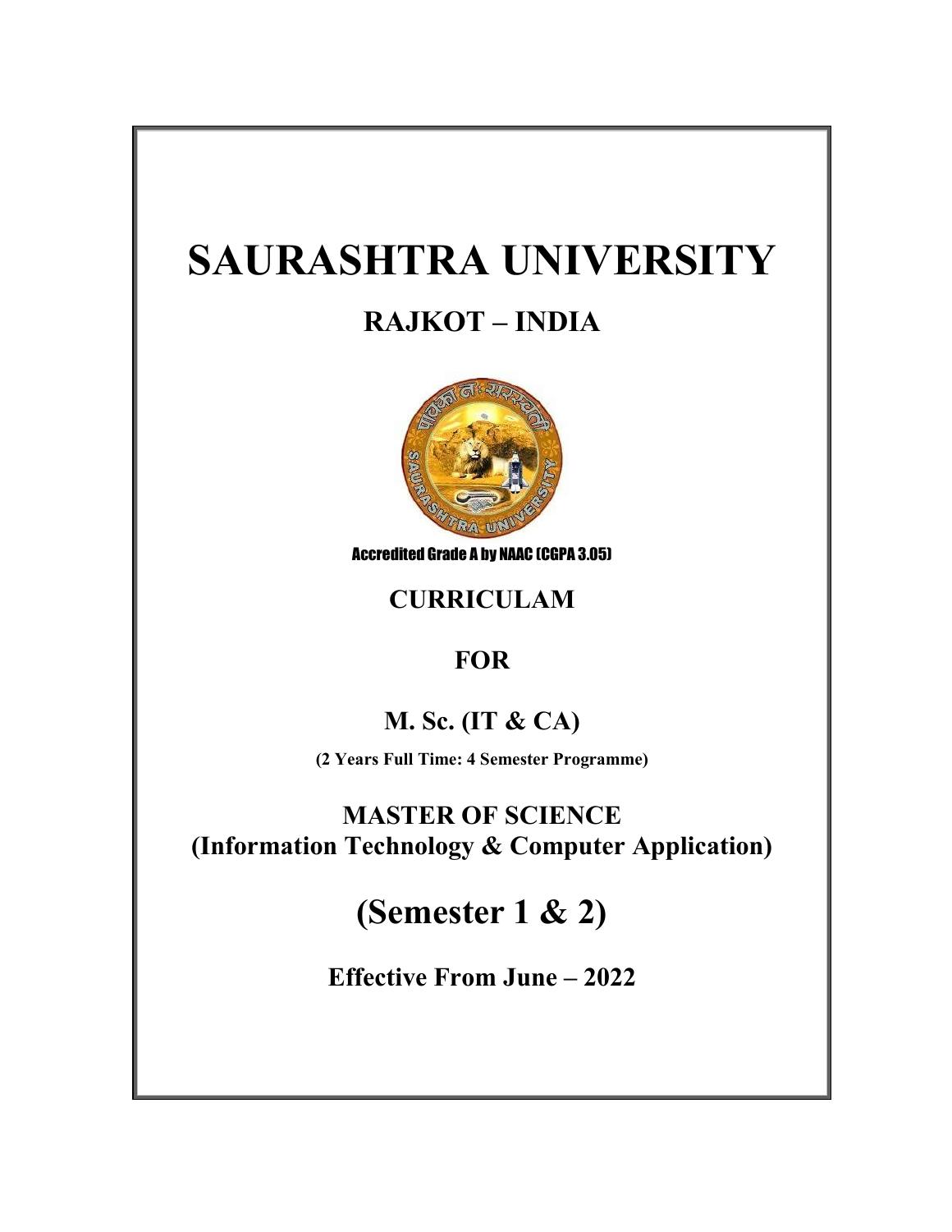# SAURASHTRA UNIVERSITY

## RAJKOT – INDIA

Accredited Grade A by NAAC (CGPA 3.05)

## CURRICULAM

## FOR

## M. Sc. (IT & CA)

**(2 Years Full Time: 4 Semester Programme)**

## MASTER OF SCIENCE
## (Information Technology & Computer Application)

# (Semester 1 & 2)

## Effective From June – 2022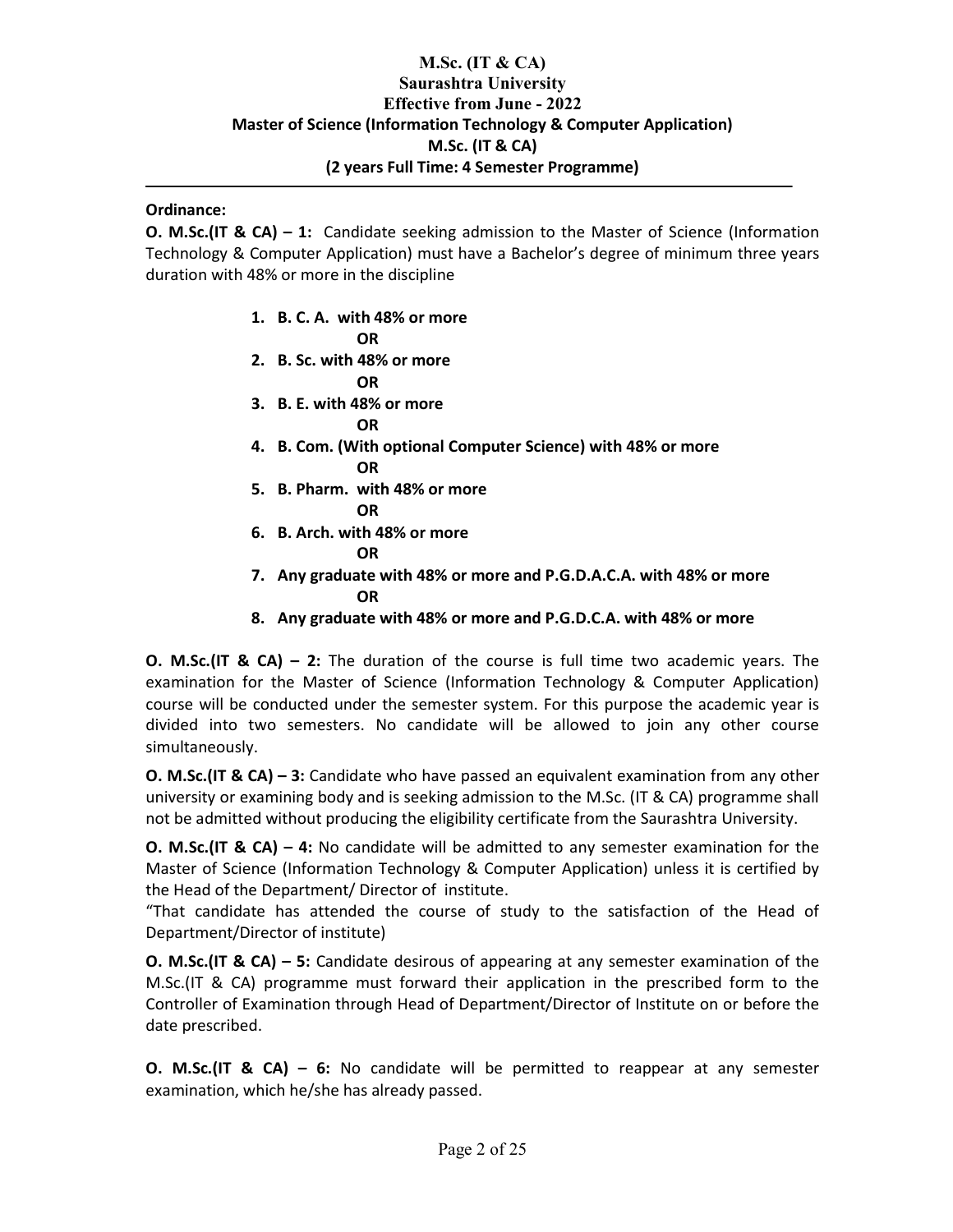# M.Sc. (IT & CA)
## Saurashtra University
### Effective from June - 2022
### Master of Science (Information Technology & Computer Application)
### M.Sc. (IT & CA)
### (2 years Full Time: 4 Semester Programme)

---

**Ordinance:**

**O. M.Sc.(IT & CA) – 1:** Candidate seeking admission to the Master of Science (Information Technology & Computer Application) must have a Bachelor's degree of minimum three years duration with 48% or more in the discipline

1. **B. C. A. with 48% or more**

   **OR**
2. **B. Sc. with 48% or more**

   **OR**
3. **B. E. with 48% or more**

   **OR**
4. **B. Com. (With optional Computer Science) with 48% or more**

   **OR**
5. **B. Pharm. with 48% or more**

   **OR**
6. **B. Arch. with 48% or more**

   **OR**
7. **Any graduate with 48% or more and P.G.D.A.C.A. with 48% or more**

   **OR**
8. **Any graduate with 48% or more and P.G.D.C.A. with 48% or more**

**O. M.Sc.(IT & CA) – 2:** The duration of the course is full time two academic years. The examination for the Master of Science (Information Technology & Computer Application) course will be conducted under the semester system. For this purpose the academic year is divided into two semesters. No candidate will be allowed to join any other course simultaneously.

**O. M.Sc.(IT & CA) – 3:** Candidate who have passed an equivalent examination from any other university or examining body and is seeking admission to the M.Sc. (IT & CA) programme shall not be admitted without producing the eligibility certificate from the Saurashtra University.

**O. M.Sc.(IT & CA) – 4:** No candidate will be admitted to any semester examination for the Master of Science (Information Technology & Computer Application) unless it is certified by the Head of the Department/ Director of institute.
"That candidate has attended the course of study to the satisfaction of the Head of Department/Director of institute)

**O. M.Sc.(IT & CA) – 5:** Candidate desirous of appearing at any semester examination of the M.Sc.(IT & CA) programme must forward their application in the prescribed form to the Controller of Examination through Head of Department/Director of Institute on or before the date prescribed.

**O. M.Sc.(IT & CA) – 6:** No candidate will be permitted to reappear at any semester examination, which he/she has already passed.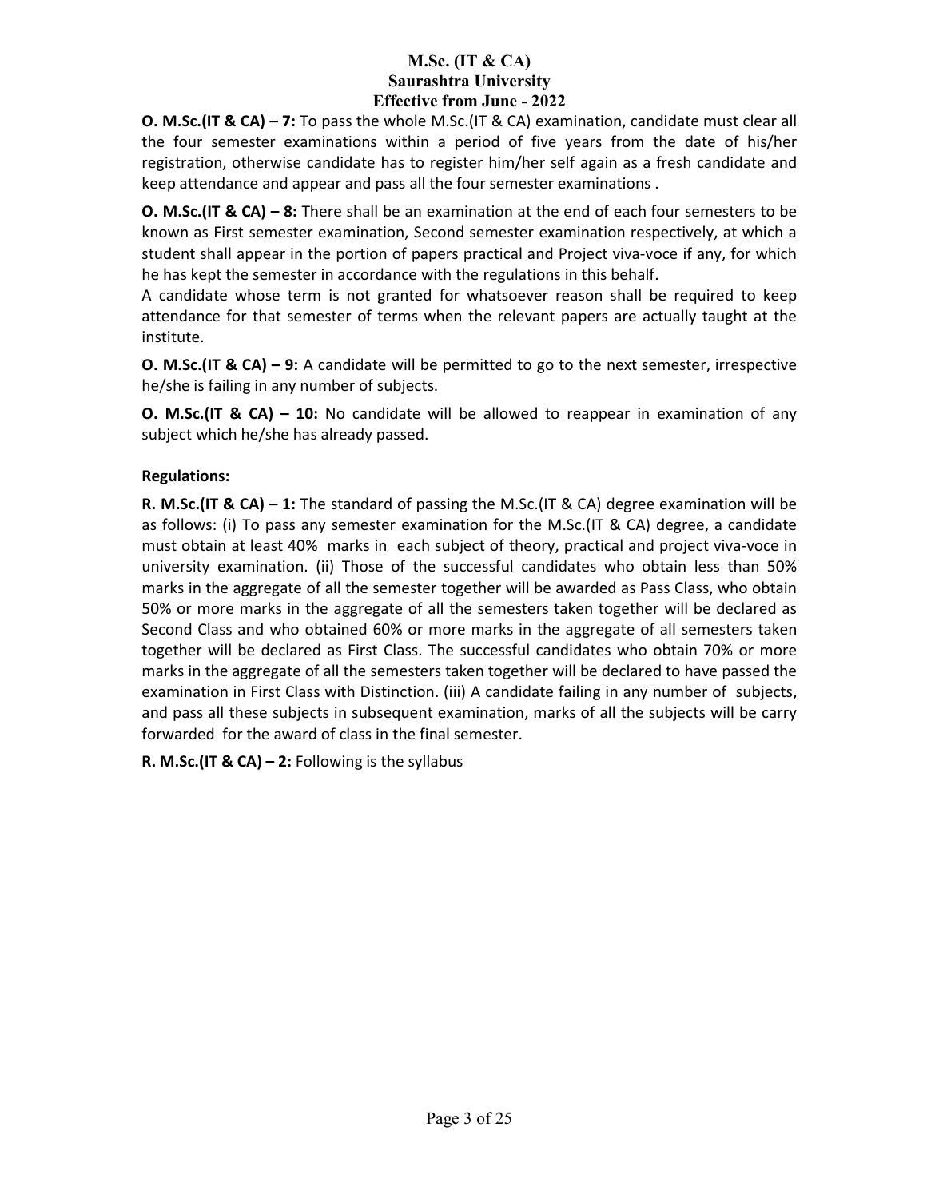**O. M.Sc.(IT & CA) – 7:** To pass the whole M.Sc.(IT & CA) examination, candidate must clear all the four semester examinations within a period of five years from the date of his/her registration, otherwise candidate has to register him/her self again as a fresh candidate and keep attendance and appear and pass all the four semester examinations .

**O. M.Sc.(IT & CA) – 8:** There shall be an examination at the end of each four semesters to be known as First semester examination, Second semester examination respectively, at which a student shall appear in the portion of papers practical and Project viva-voce if any, for which he has kept the semester in accordance with the regulations in this behalf.

A candidate whose term is not granted for whatsoever reason shall be required to keep attendance for that semester of terms when the relevant papers are actually taught at the institute.

**O. M.Sc.(IT & CA) – 9:** A candidate will be permitted to go to the next semester, irrespective he/she is failing in any number of subjects.

**O. M.Sc.(IT & CA) – 10:** No candidate will be allowed to reappear in examination of any subject which he/she has already passed.

**Regulations:**

**R. M.Sc.(IT & CA) – 1:** The standard of passing the M.Sc.(IT & CA) degree examination will be as follows: (i) To pass any semester examination for the M.Sc.(IT & CA) degree, a candidate must obtain at least 40% marks in each subject of theory, practical and project viva-voce in university examination. (ii) Those of the successful candidates who obtain less than 50% marks in the aggregate of all the semester together will be awarded as Pass Class, who obtain 50% or more marks in the aggregate of all the semesters taken together will be declared as Second Class and who obtained 60% or more marks in the aggregate of all semesters taken together will be declared as First Class. The successful candidates who obtain 70% or more marks in the aggregate of all the semesters taken together will be declared to have passed the examination in First Class with Distinction. (iii) A candidate failing in any number of subjects, and pass all these subjects in subsequent examination, marks of all the subjects will be carry forwarded for the award of class in the final semester.

**R. M.Sc.(IT & CA) – 2:** Following is the syllabus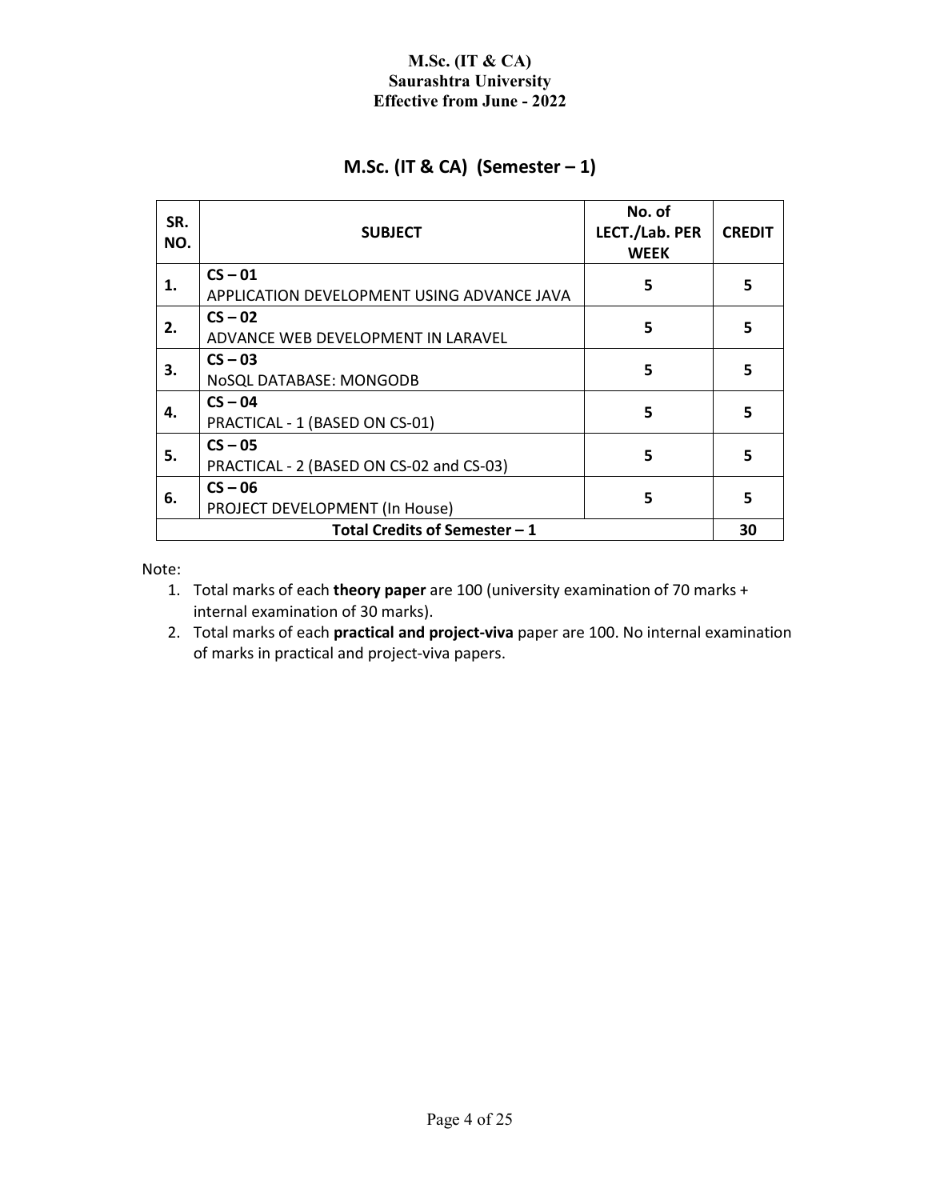**M.Sc. (IT & CA)**
**Saurashtra University**
**Effective from June - 2022**

## M.Sc. (IT & CA) (Semester – 1)

| SR. NO. | SUBJECT | No. of LECT./Lab. PER WEEK | CREDIT |
|---|---|---|---|
| 1. | **CS – 01** APPLICATION DEVELOPMENT USING ADVANCE JAVA | 5 | 5 |
| 2. | **CS – 02** ADVANCE WEB DEVELOPMENT IN LARAVEL | 5 | 5 |
| 3. | **CS – 03** NoSQL DATABASE: MONGODB | 5 | 5 |
| 4. | **CS – 04** PRACTICAL - 1 (BASED ON CS-01) | 5 | 5 |
| 5. | **CS – 05** PRACTICAL - 2 (BASED ON CS-02 and CS-03) | 5 | 5 |
| 6. | **CS – 06** PROJECT DEVELOPMENT (In House) | 5 | 5 |
| | **Total Credits of Semester – 1** | | **30** |

Note:

1. Total marks of each **theory paper** are 100 (university examination of 70 marks + internal examination of 30 marks).
2. Total marks of each **practical and project-viva** paper are 100. No internal examination of marks in practical and project-viva papers.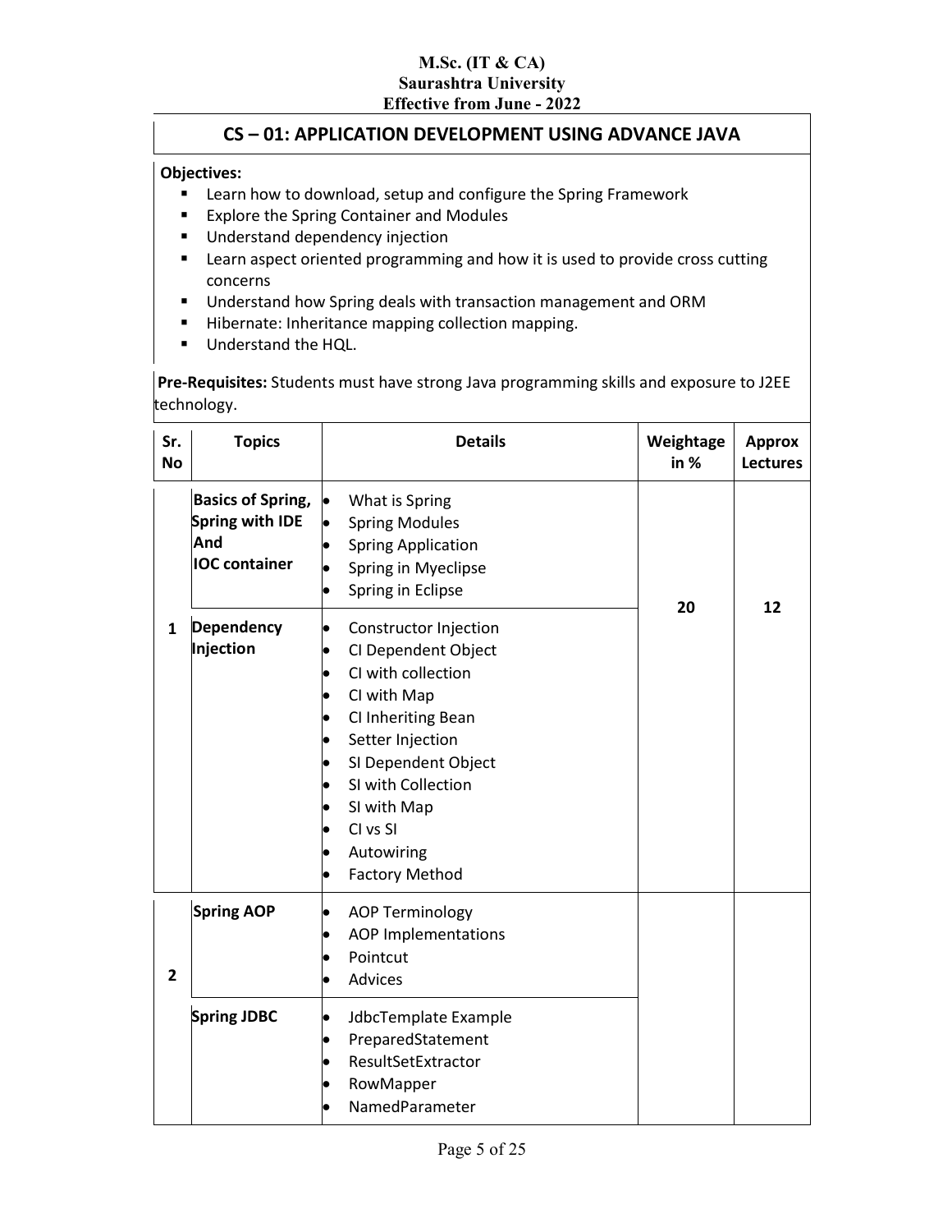M.Sc. (IT & CA)
Saurashtra University
Effective from June - 2022

## CS – 01: APPLICATION DEVELOPMENT USING ADVANCE JAVA

**Objectives:**

- Learn how to download, setup and configure the Spring Framework
- Explore the Spring Container and Modules
- Understand dependency injection
- Learn aspect oriented programming and how it is used to provide cross cutting concerns
- Understand how Spring deals with transaction management and ORM
- Hibernate: Inheritance mapping collection mapping.
- Understand the HQL.

**Pre-Requisites:** Students must have strong Java programming skills and exposure to J2EE technology.

| Sr. No | Topics | Details | Weightage in % | Approx Lectures |
|---|---|---|---|---|
| 1 | **Basics of Spring, Spring with IDE And IOC container** | • What is Spring<br>• Spring Modules<br>• Spring Application<br>• Spring in Myeclipse<br>• Spring in Eclipse | 20 | 12 |
| | **Dependency Injection** | • Constructor Injection<br>• CI Dependent Object<br>• CI with collection<br>• CI with Map<br>• CI Inheriting Bean<br>• Setter Injection<br>• SI Dependent Object<br>• SI with Collection<br>• SI with Map<br>• CI vs SI<br>• Autowiring<br>• Factory Method | | |
| 2 | **Spring AOP** | • AOP Terminology<br>• AOP Implementations<br>• Pointcut<br>• Advices | | |
| | **Spring JDBC** | • JdbcTemplate Example<br>• PreparedStatement<br>• ResultSetExtractor<br>• RowMapper<br>• NamedParameter | | |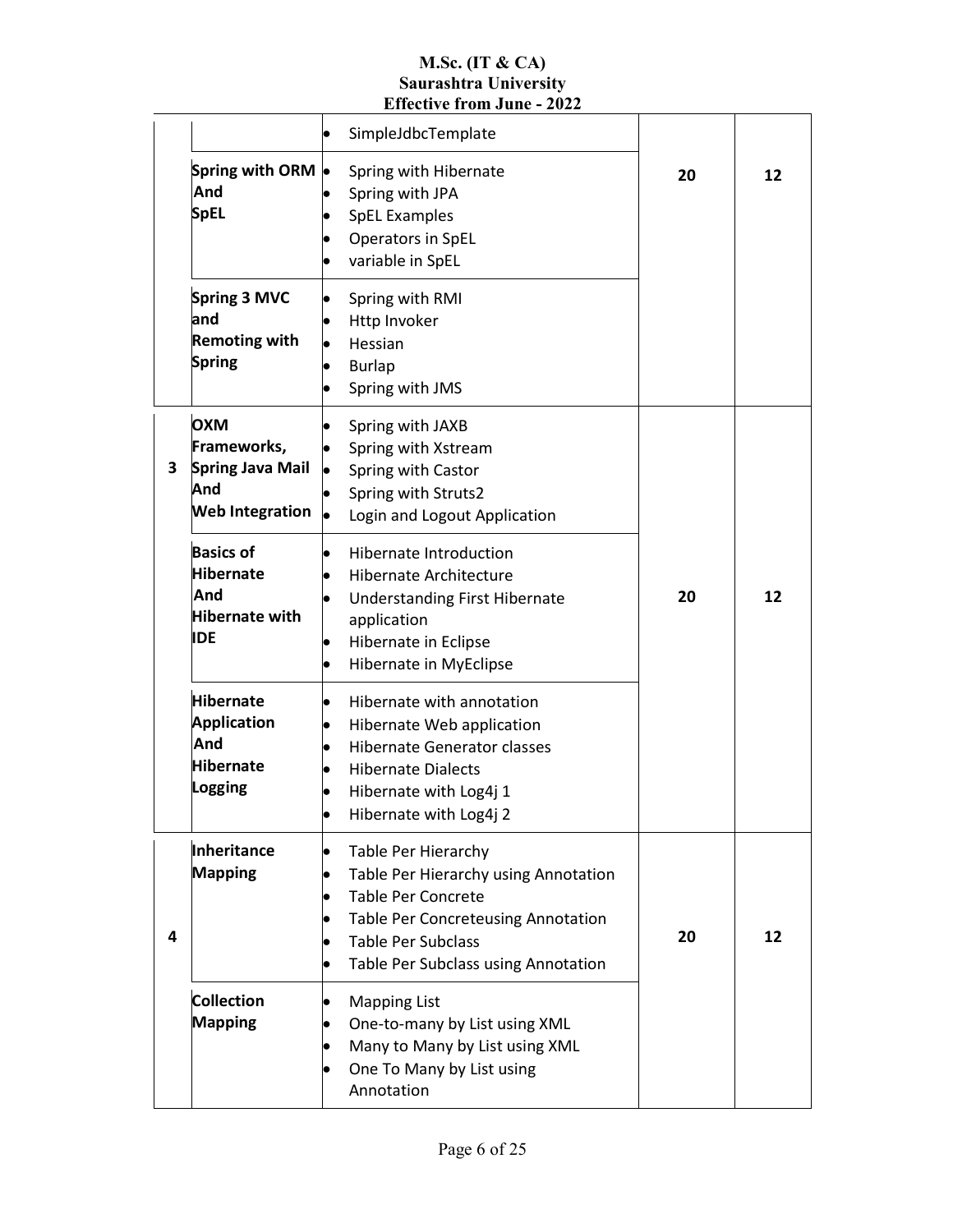| | | | | |
|---|---|---|---|---|
| | | • SimpleJdbcTemplate | | |
| | **Spring with ORM And SpEL** | • Spring with Hibernate<br>• Spring with JPA<br>• SpEL Examples<br>• Operators in SpEL<br>• variable in SpEL | 20 | 12 |
| | **Spring 3 MVC and Remoting with Spring** | • Spring with RMI<br>• Http Invoker<br>• Hessian<br>• Burlap<br>• Spring with JMS | | |
| **3** | **OXM Frameworks, Spring Java Mail And Web Integration** | • Spring with JAXB<br>• Spring with Xstream<br>• Spring with Castor<br>• Spring with Struts2<br>• Login and Logout Application | 20 | 12 |
| | **Basics of Hibernate And Hibernate with IDE** | • Hibernate Introduction<br>• Hibernate Architecture<br>• Understanding First Hibernate application<br>• Hibernate in Eclipse<br>• Hibernate in MyEclipse | | |
| | **Hibernate Application And Hibernate Logging** | • Hibernate with annotation<br>• Hibernate Web application<br>• Hibernate Generator classes<br>• Hibernate Dialects<br>• Hibernate with Log4j 1<br>• Hibernate with Log4j 2 | | |
| **4** | **Inheritance Mapping** | • Table Per Hierarchy<br>• Table Per Hierarchy using Annotation<br>• Table Per Concrete<br>• Table Per Concreteusing Annotation<br>• Table Per Subclass<br>• Table Per Subclass using Annotation | 20 | 12 |
| | **Collection Mapping** | • Mapping List<br>• One-to-many by List using XML<br>• Many to Many by List using XML<br>• One To Many by List using Annotation | | |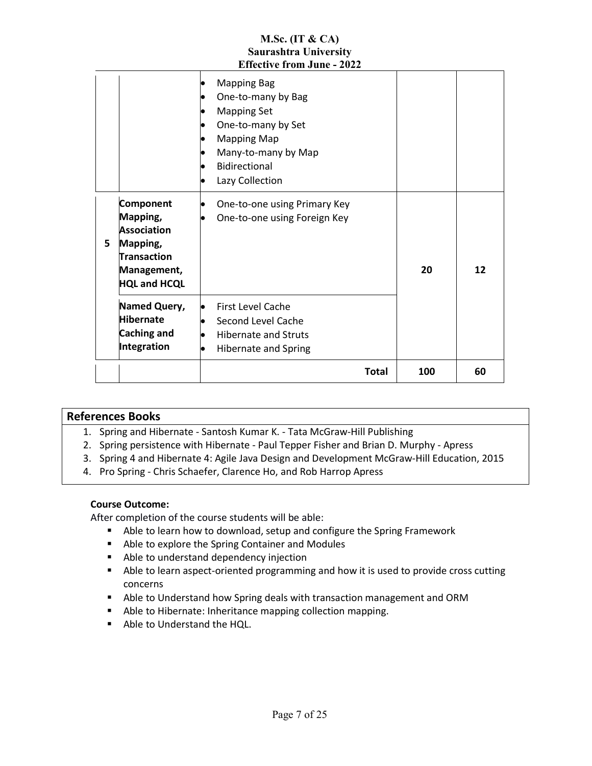| | | | | |
|---|---|---|---|---|
| | | • Mapping Bag<br>• One-to-many by Bag<br>• Mapping Set<br>• One-to-many by Set<br>• Mapping Map<br>• Many-to-many by Map<br>• Bidirectional<br>• Lazy Collection | | |
| 5 | **Component Mapping, Association Mapping, Transaction Management, HQL and HCQL** | • One-to-one using Primary Key<br>• One-to-one using Foreign Key | 20 | 12 |
| | **Named Query, Hibernate Caching and Integration** | • First Level Cache<br>• Second Level Cache<br>• Hibernate and Struts<br>• Hibernate and Spring | | |
| | | **Total** | **100** | **60** |

## References Books

1. Spring and Hibernate - Santosh Kumar K. - Tata McGraw-Hill Publishing
2. Spring persistence with Hibernate - Paul Tepper Fisher and Brian D. Murphy - Apress
3. Spring 4 and Hibernate 4: Agile Java Design and Development McGraw-Hill Education, 2015
4. Pro Spring - Chris Schaefer, Clarence Ho, and Rob Harrop Apress

**Course Outcome:**

After completion of the course students will be able:

- Able to learn how to download, setup and configure the Spring Framework
- Able to explore the Spring Container and Modules
- Able to understand dependency injection
- Able to learn aspect-oriented programming and how it is used to provide cross cutting concerns
- Able to Understand how Spring deals with transaction management and ORM
- Able to Hibernate: Inheritance mapping collection mapping.
- Able to Understand the HQL.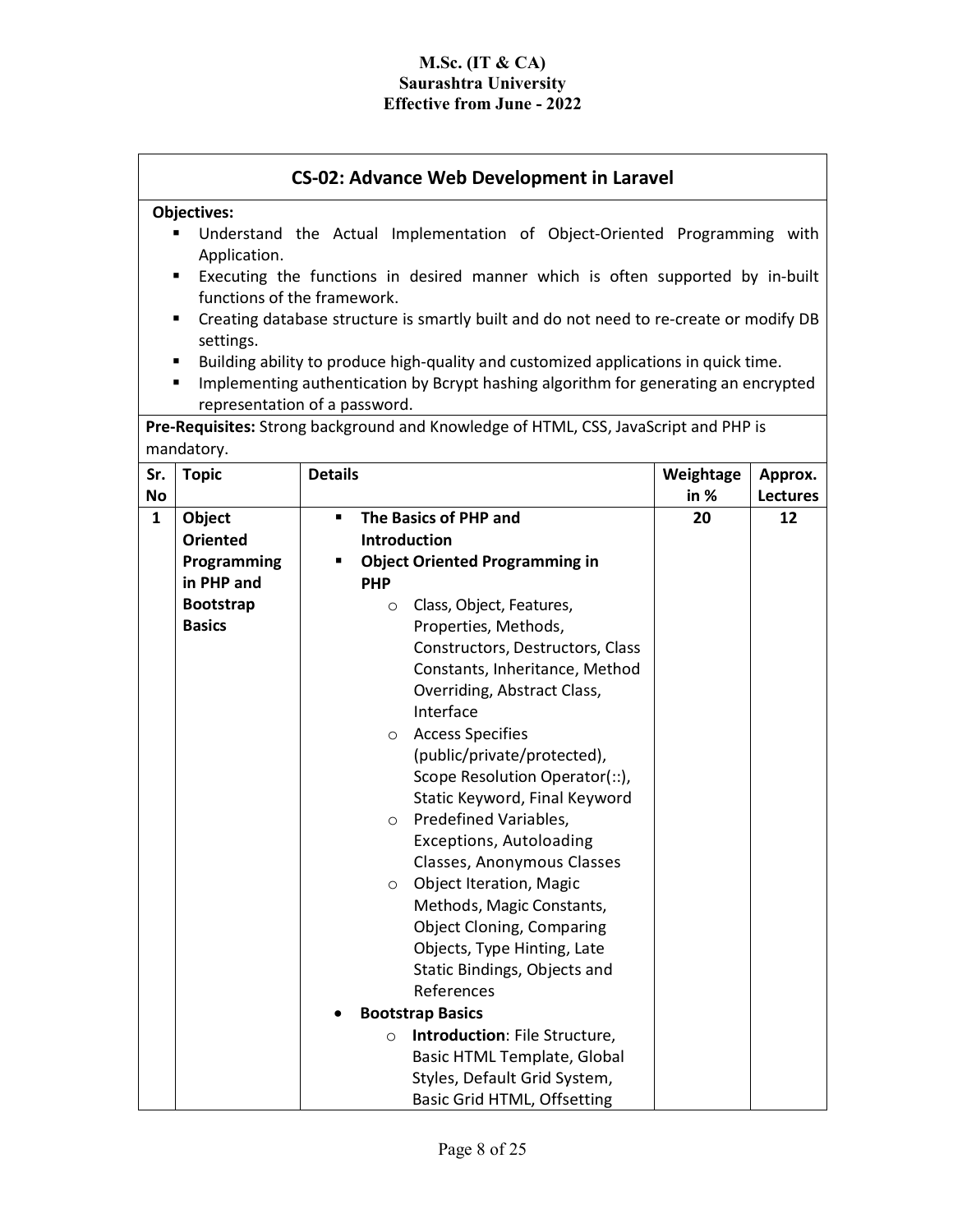## CS-02: Advance Web Development in Laravel

**Objectives:**

- Understand the Actual Implementation of Object-Oriented Programming with Application.
- Executing the functions in desired manner which is often supported by in-built functions of the framework.
- Creating database structure is smartly built and do not need to re-create or modify DB settings.
- Building ability to produce high-quality and customized applications in quick time.
- Implementing authentication by Bcrypt hashing algorithm for generating an encrypted representation of a password.

**Pre-Requisites:** Strong background and Knowledge of HTML, CSS, JavaScript and PHP is mandatory.

| Sr. No | Topic | Details | Weightage in % | Approx. Lectures |
|---|---|---|---|---|
| 1 | **Object Oriented Programming in PHP and Bootstrap Basics** | ▪ **The Basics of PHP and Introduction**<br>▪ **Object Oriented Programming in PHP**<br>&nbsp;&nbsp;○ Class, Object, Features, Properties, Methods, Constructors, Destructors, Class Constants, Inheritance, Method Overriding, Abstract Class, Interface<br>&nbsp;&nbsp;○ Access Specifies (public/private/protected), Scope Resolution Operator(::), Static Keyword, Final Keyword<br>&nbsp;&nbsp;○ Predefined Variables, Exceptions, Autoloading Classes, Anonymous Classes<br>&nbsp;&nbsp;○ Object Iteration, Magic Methods, Magic Constants, Object Cloning, Comparing Objects, Type Hinting, Late Static Bindings, Objects and References<br>• **Bootstrap Basics**<br>&nbsp;&nbsp;○ **Introduction**: File Structure, Basic HTML Template, Global Styles, Default Grid System, Basic Grid HTML, Offsetting | 20 | 12 |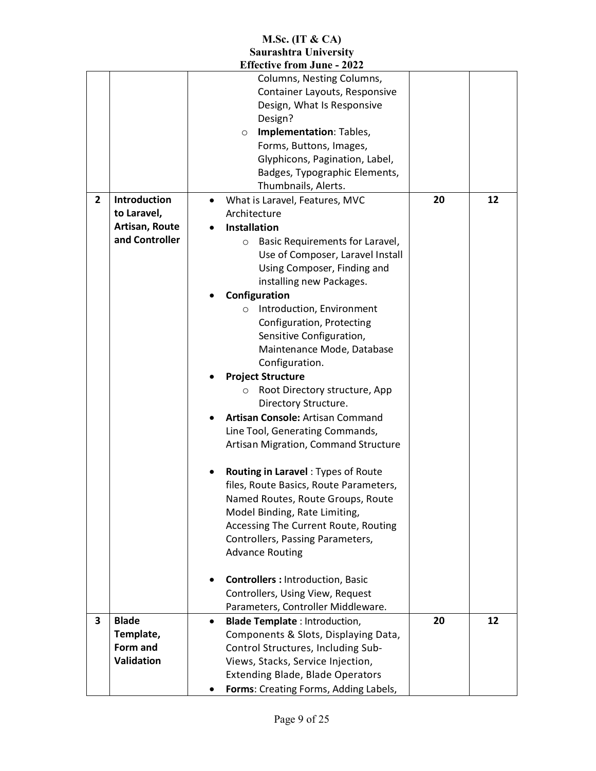| | | | | |
|---|---|---|---|---|
| | | Columns, Nesting Columns, Container Layouts, Responsive Design, What Is Responsive Design?<br>◦ **Implementation**: Tables, Forms, Buttons, Images, Glyphicons, Pagination, Label, Badges, Typographic Elements, Thumbnails, Alerts. | | |
| **2** | **Introduction to Laravel, Artisan, Route and Controller** | • What is Laravel, Features, MVC Architecture<br>• **Installation**<br>◦ Basic Requirements for Laravel, Use of Composer, Laravel Install Using Composer, Finding and installing new Packages.<br>• **Configuration**<br>◦ Introduction, Environment Configuration, Protecting Sensitive Configuration, Maintenance Mode, Database Configuration.<br>• **Project Structure**<br>◦ Root Directory structure, App Directory Structure.<br>• **Artisan Console:** Artisan Command Line Tool, Generating Commands, Artisan Migration, Command Structure<br>• **Routing in Laravel** : Types of Route files, Route Basics, Route Parameters, Named Routes, Route Groups, Route Model Binding, Rate Limiting, Accessing The Current Route, Routing Controllers, Passing Parameters, Advance Routing<br>• **Controllers :** Introduction, Basic Controllers, Using View, Request Parameters, Controller Middleware. | **20** | **12** |
| **3** | **Blade Template, Form and Validation** | • **Blade Template** : Introduction, Components & Slots, Displaying Data, Control Structures, Including Sub-Views, Stacks, Service Injection, Extending Blade, Blade Operators<br>• **Forms**: Creating Forms, Adding Labels, | **20** | **12** |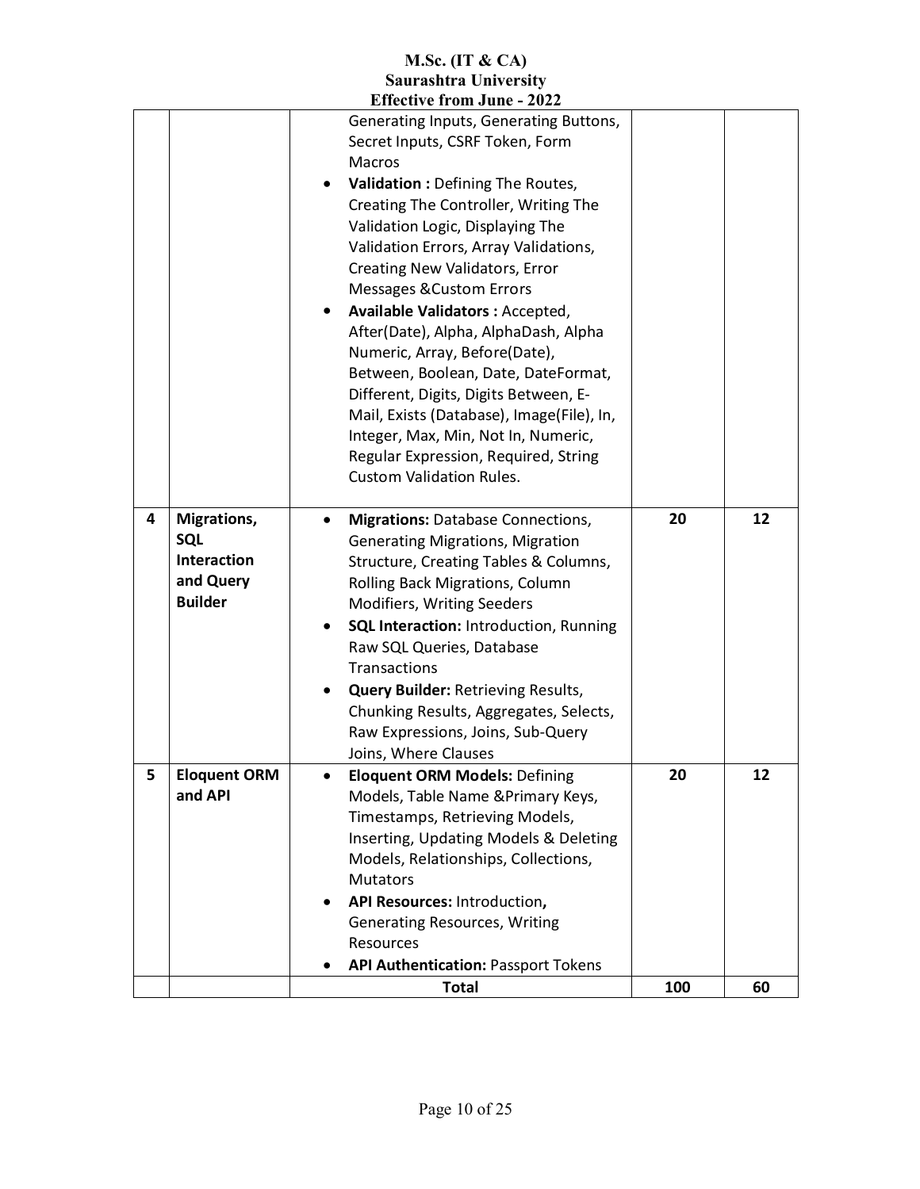| | | | | |
|---|---|---|---|---|
| | | Generating Inputs, Generating Buttons, Secret Inputs, CSRF Token, Form Macros<br>• **Validation :** Defining The Routes, Creating The Controller, Writing The Validation Logic, Displaying The Validation Errors, Array Validations, Creating New Validators, Error Messages &Custom Errors<br>• **Available Validators :** Accepted, After(Date), Alpha, AlphaDash, Alpha Numeric, Array, Before(Date), Between, Boolean, Date, DateFormat, Different, Digits, Digits Between, E-Mail, Exists (Database), Image(File), In, Integer, Max, Min, Not In, Numeric, Regular Expression, Required, String Custom Validation Rules. | | |
| 4 | **Migrations, SQL Interaction and Query Builder** | • **Migrations:** Database Connections, Generating Migrations, Migration Structure, Creating Tables & Columns, Rolling Back Migrations, Column Modifiers, Writing Seeders<br>• **SQL Interaction:** Introduction, Running Raw SQL Queries, Database Transactions<br>• **Query Builder:** Retrieving Results, Chunking Results, Aggregates, Selects, Raw Expressions, Joins, Sub-Query Joins, Where Clauses | **20** | **12** |
| 5 | **Eloquent ORM and API** | • **Eloquent ORM Models:** Defining Models, Table Name &Primary Keys, Timestamps, Retrieving Models, Inserting, Updating Models & Deleting Models, Relationships, Collections, Mutators<br>• **API Resources:** Introduction**,** Generating Resources, Writing Resources<br>• **API Authentication:** Passport Tokens | **20** | **12** |
| | | **Total** | **100** | **60** |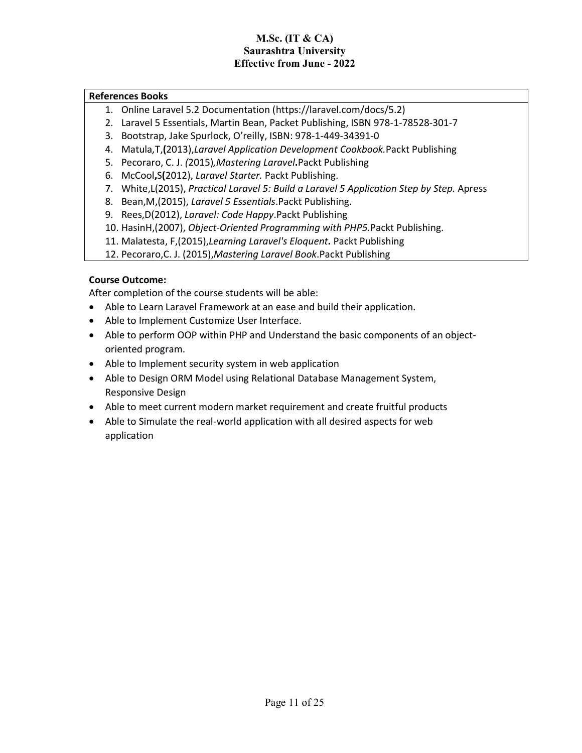| **References Books** |
| --- |
| 1. Online Laravel 5.2 Documentation (https://laravel.com/docs/5.2)<br>2. Laravel 5 Essentials, Martin Bean, Packet Publishing, ISBN 978-1-78528-301-7<br>3. Bootstrap, Jake Spurlock, O'reilly, ISBN: 978-1-449-34391-0<br>4. Matula,T,**(**2013),*Laravel Application Development Cookbook.*Packt Publishing<br>5. Pecoraro, C. J. *(*2015)*,Mastering Laravel***.**Packt Publishing<br>6. McCool**,**S**(**2012), *Laravel Starter.* Packt Publishing.<br>7. White,L(2015), *Practical Laravel 5: Build a Laravel 5 Application Step by Step.* Apress<br>8. Bean,M,(2015), *Laravel 5 Essentials*.Packt Publishing.<br>9. Rees,D(2012), *Laravel: Code Happy*.Packt Publishing<br>10. HasinH,(2007), *Object-Oriented Programming with PHP5.*Packt Publishing.<br>11. Malatesta, F,(2015),*Learning Laravel's Eloquent***.** Packt Publishing<br>12. Pecoraro,C. J. (2015),*Mastering Laravel Book*.Packt Publishing |

**Course Outcome:**

After completion of the course students will be able:

- Able to Learn Laravel Framework at an ease and build their application.
- Able to Implement Customize User Interface.
- Able to perform OOP within PHP and Understand the basic components of an object-oriented program.
- Able to Implement security system in web application
- Able to Design ORM Model using Relational Database Management System, Responsive Design
- Able to meet current modern market requirement and create fruitful products
- Able to Simulate the real-world application with all desired aspects for web application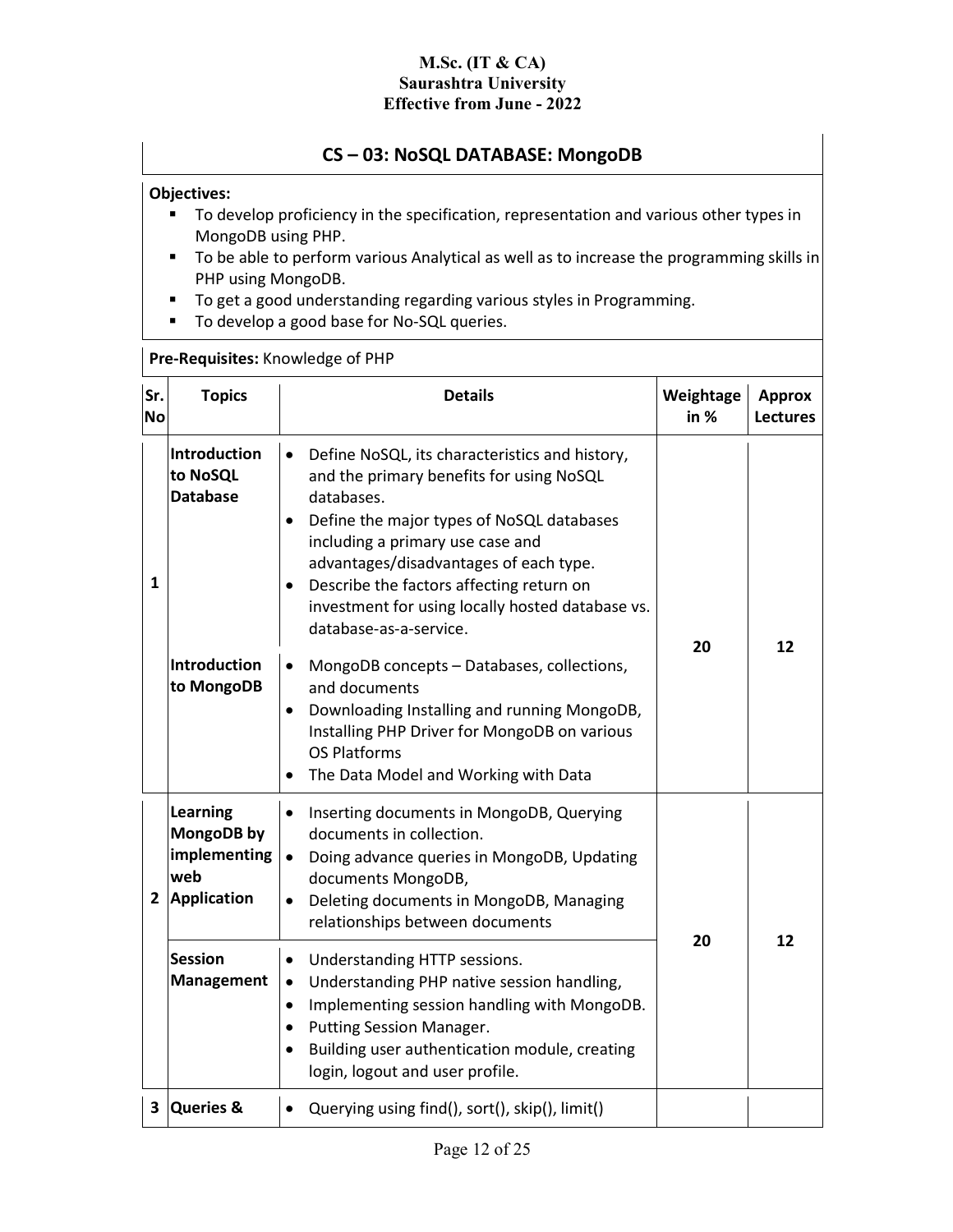M.Sc. (IT & CA)
Saurashtra University
Effective from June - 2022

## CS – 03: NoSQL DATABASE: MongoDB

**Objectives:**

- To develop proficiency in the specification, representation and various other types in MongoDB using PHP.
- To be able to perform various Analytical as well as to increase the programming skills in PHP using MongoDB.
- To get a good understanding regarding various styles in Programming.
- To develop a good base for No-SQL queries.

**Pre-Requisites:** Knowledge of PHP

| Sr. No | Topics | Details | Weightage in % | Approx Lectures |
|---|---|---|---|---|
| 1 | **Introduction to NoSQL Database** | • Define NoSQL, its characteristics and history, and the primary benefits for using NoSQL databases.<br>• Define the major types of NoSQL databases including a primary use case and advantages/disadvantages of each type.<br>• Describe the factors affecting return on investment for using locally hosted database vs. database-as-a-service. | 20 | 12 |
| | **Introduction to MongoDB** | • MongoDB concepts – Databases, collections, and documents<br>• Downloading Installing and running MongoDB, Installing PHP Driver for MongoDB on various OS Platforms<br>• The Data Model and Working with Data | | |
| 2 | **Learning MongoDB by implementing web Application** | • Inserting documents in MongoDB, Querying documents in collection.<br>• Doing advance queries in MongoDB, Updating documents MongoDB,<br>• Deleting documents in MongoDB, Managing relationships between documents | 20 | 12 |
| | **Session Management** | • Understanding HTTP sessions.<br>• Understanding PHP native session handling,<br>• Implementing session handling with MongoDB.<br>• Putting Session Manager.<br>• Building user authentication module, creating login, logout and user profile. | | |
| 3 | **Queries &** | • Querying using find(), sort(), skip(), limit() | | |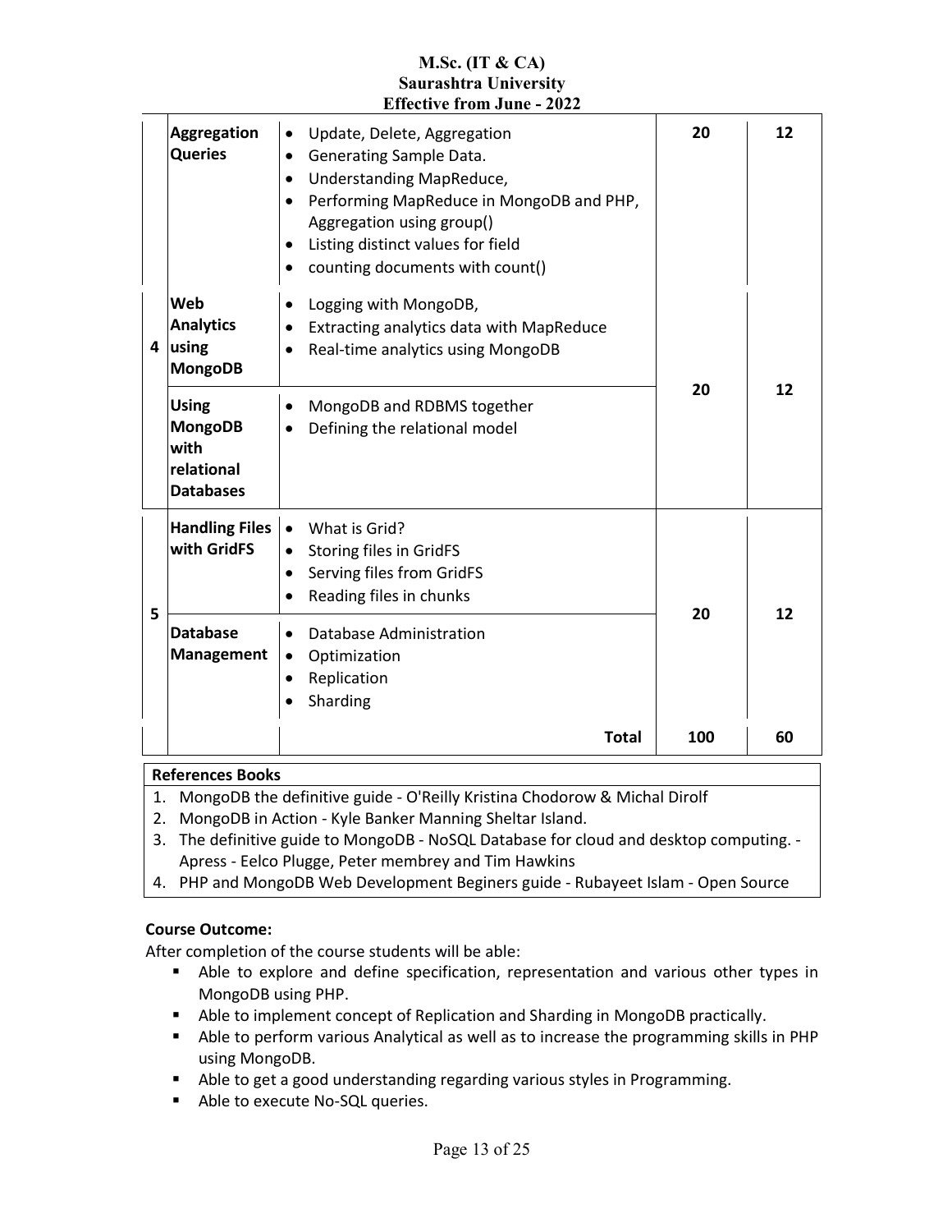| | | | | |
|---|---|---|---|---|
| | **Aggregation Queries** | • Update, Delete, Aggregation<br>• Generating Sample Data.<br>• Understanding MapReduce,<br>• Performing MapReduce in MongoDB and PHP, Aggregation using group()<br>• Listing distinct values for field<br>• counting documents with count() | 20 | 12 |
| 4 | **Web Analytics using MongoDB** | • Logging with MongoDB,<br>• Extracting analytics data with MapReduce<br>• Real-time analytics using MongoDB | 20 | 12 |
| | **Using MongoDB with relational Databases** | • MongoDB and RDBMS together<br>• Defining the relational model | | |
| 5 | **Handling Files with GridFS** | • What is Grid?<br>• Storing files in GridFS<br>• Serving files from GridFS<br>• Reading files in chunks | 20 | 12 |
| | **Database Management** | • Database Administration<br>• Optimization<br>• Replication<br>• Sharding | | |
| | | **Total** | **100** | **60** |

**References Books**

1. MongoDB the definitive guide - O'Reilly Kristina Chodorow & Michal Dirolf
2. MongoDB in Action - Kyle Banker Manning Sheltar Island.
3. The definitive guide to MongoDB - NoSQL Database for cloud and desktop computing. - Apress - Eelco Plugge, Peter membrey and Tim Hawkins
4. PHP and MongoDB Web Development Beginers guide - Rubayeet Islam - Open Source

**Course Outcome:**

After completion of the course students will be able:

- Able to explore and define specification, representation and various other types in MongoDB using PHP.
- Able to implement concept of Replication and Sharding in MongoDB practically.
- Able to perform various Analytical as well as to increase the programming skills in PHP using MongoDB.
- Able to get a good understanding regarding various styles in Programming.
- Able to execute No-SQL queries.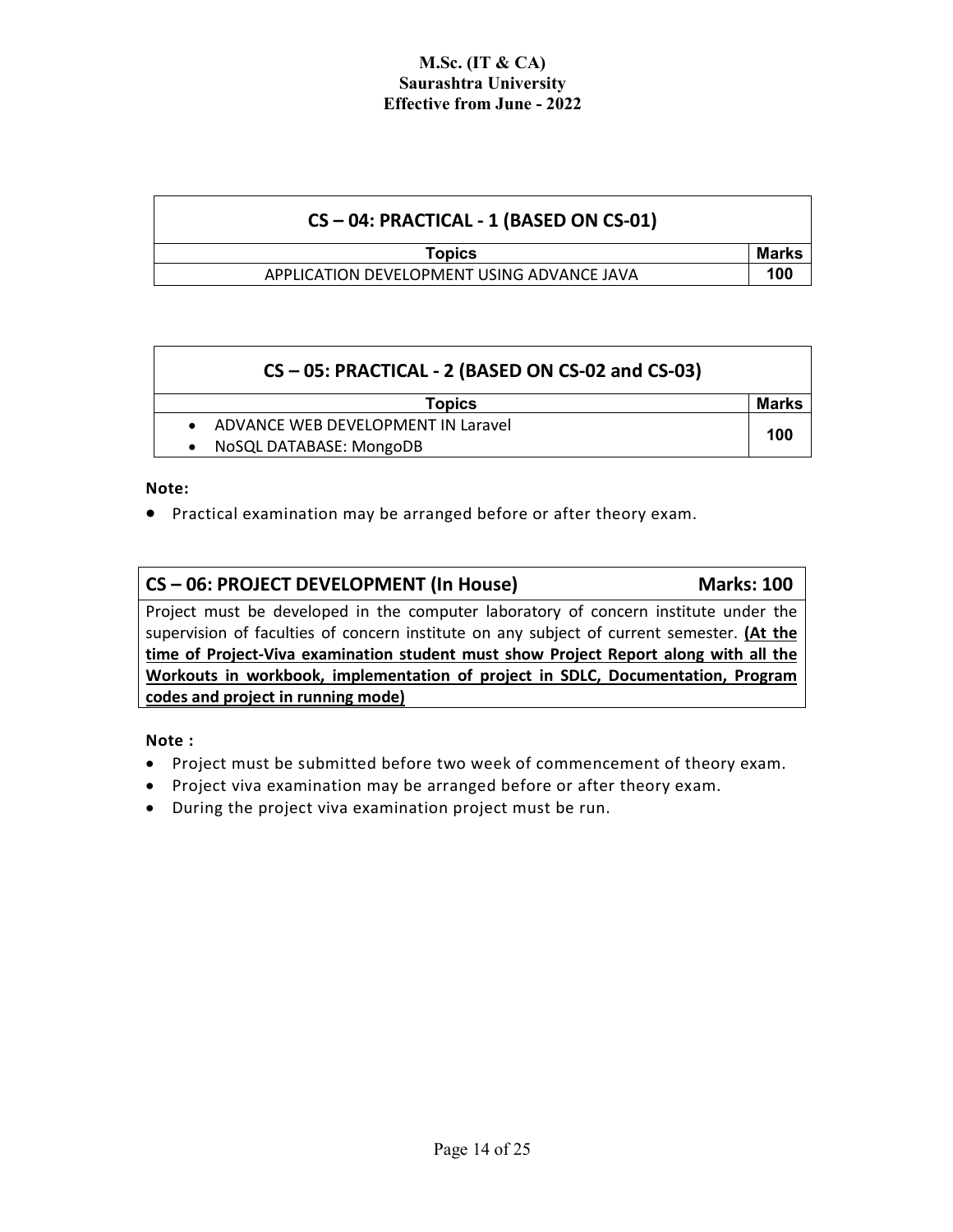| CS – 04: PRACTICAL - 1 (BASED ON CS-01) | |
|---|---|
| **Topics** | **Marks** |
| APPLICATION DEVELOPMENT USING ADVANCE JAVA | **100** |

| CS – 05: PRACTICAL - 2 (BASED ON CS-02 and CS-03) | |
|---|---|
| **Topics** | **Marks** |
| • ADVANCE WEB DEVELOPMENT IN Laravel<br>• NoSQL DATABASE: MongoDB | **100** |

**Note:**

- Practical examination may be arranged before or after theory exam.

| CS – 06: PROJECT DEVELOPMENT (In House) | Marks: 100 |
|---|---|
| Project must be developed in the computer laboratory of concern institute under the supervision of faculties of concern institute on any subject of current semester. **(At the time of Project-Viva examination student must show Project Report along with all the Workouts in workbook, implementation of project in SDLC, Documentation, Program codes and project in running mode)** | |

**Note :**

- Project must be submitted before two week of commencement of theory exam.
- Project viva examination may be arranged before or after theory exam.
- During the project viva examination project must be run.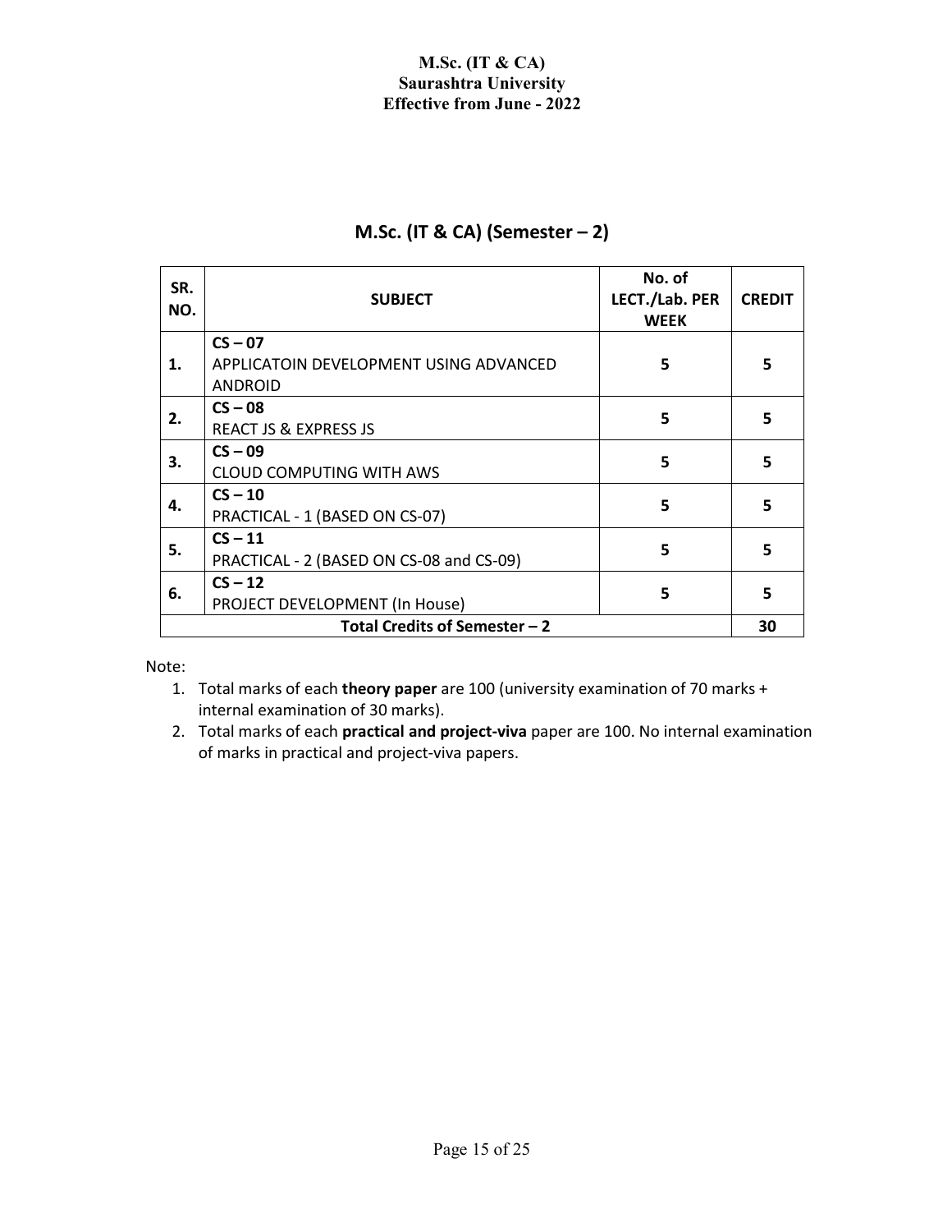# M.Sc. (IT & CA) (Semester – 2)

| SR. NO. | SUBJECT | No. of LECT./Lab. PER WEEK | CREDIT |
|---|---|---|---|
| 1. | **CS – 07**<br>APPLICATOIN DEVELOPMENT USING ADVANCED ANDROID | 5 | 5 |
| 2. | **CS – 08**<br>REACT JS & EXPRESS JS | 5 | 5 |
| 3. | **CS – 09**<br>CLOUD COMPUTING WITH AWS | 5 | 5 |
| 4. | **CS – 10**<br>PRACTICAL - 1 (BASED ON CS-07) | 5 | 5 |
| 5. | **CS – 11**<br>PRACTICAL - 2 (BASED ON CS-08 and CS-09) | 5 | 5 |
| 6. | **CS – 12**<br>PROJECT DEVELOPMENT (In House) | 5 | 5 |
| **Total Credits of Semester – 2** | | | **30** |

Note:

1. Total marks of each **theory paper** are 100 (university examination of 70 marks + internal examination of 30 marks).
2. Total marks of each **practical and project-viva** paper are 100. No internal examination of marks in practical and project-viva papers.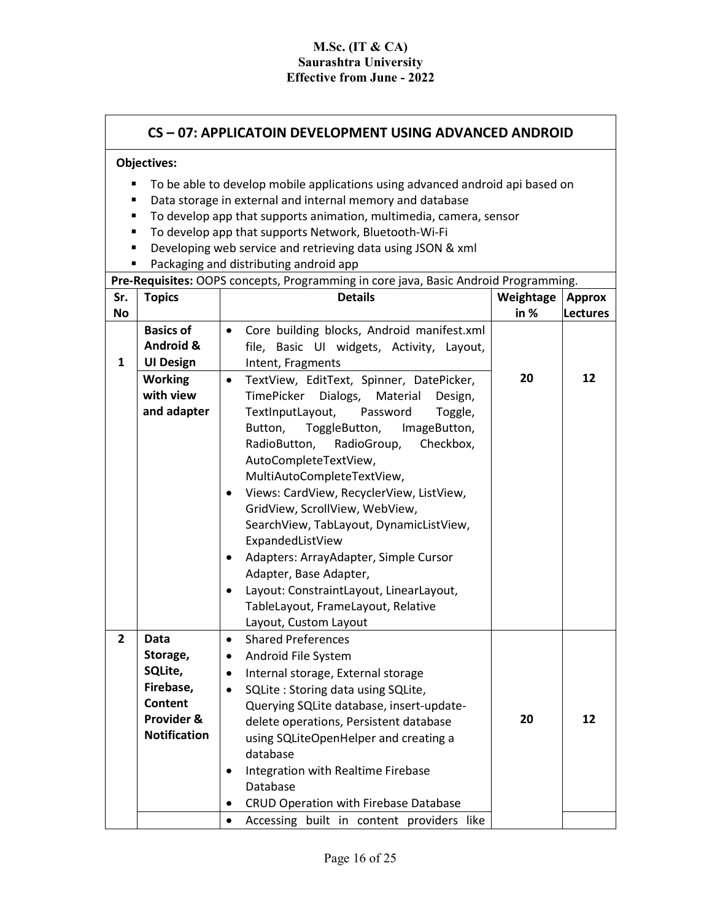**M.Sc. (IT & CA)**
**Saurashtra University**
**Effective from June - 2022**

## CS – 07: APPLICATOIN DEVELOPMENT USING ADVANCED ANDROID

**Objectives:**

- To be able to develop mobile applications using advanced android api based on
- Data storage in external and internal memory and database
- To develop app that supports animation, multimedia, camera, sensor
- To develop app that supports Network, Bluetooth-Wi-Fi
- Developing web service and retrieving data using JSON & xml
- Packaging and distributing android app

**Pre-Requisites:** OOPS concepts, Programming in core java, Basic Android Programming.

| Sr. No | Topics | Details | Weightage in % | Approx Lectures |
|---|---|---|---|---|
| 1 | **Basics of Android & UI Design** | • Core building blocks, Android manifest.xml file, Basic UI widgets, Activity, Layout, Intent, Fragments | 20 | 12 |
| | **Working with view and adapter** | • TextView, EditText, Spinner, DatePicker, TimePicker Dialogs, Material Design, TextInputLayout, Password Toggle, Button, ToggleButton, ImageButton, RadioButton, RadioGroup, Checkbox, AutoCompleteTextView, MultiAutoCompleteTextView,<br>• Views: CardView, RecyclerView, ListView, GridView, ScrollView, WebView, SearchView, TabLayout, DynamicListView, ExpandedListView<br>• Adapters: ArrayAdapter, Simple Cursor Adapter, Base Adapter,<br>• Layout: ConstraintLayout, LinearLayout, TableLayout, FrameLayout, Relative Layout, Custom Layout | | |
| 2 | **Data Storage, SQLite, Firebase, Content Provider & Notification** | • Shared Preferences<br>• Android File System<br>• Internal storage, External storage<br>• SQLite : Storing data using SQLite, Querying SQLite database, insert-update-delete operations, Persistent database using SQLiteOpenHelper and creating a database<br>• Integration with Realtime Firebase Database<br>• CRUD Operation with Firebase Database | 20 | 12 |
| | | • Accessing built in content providers like | | |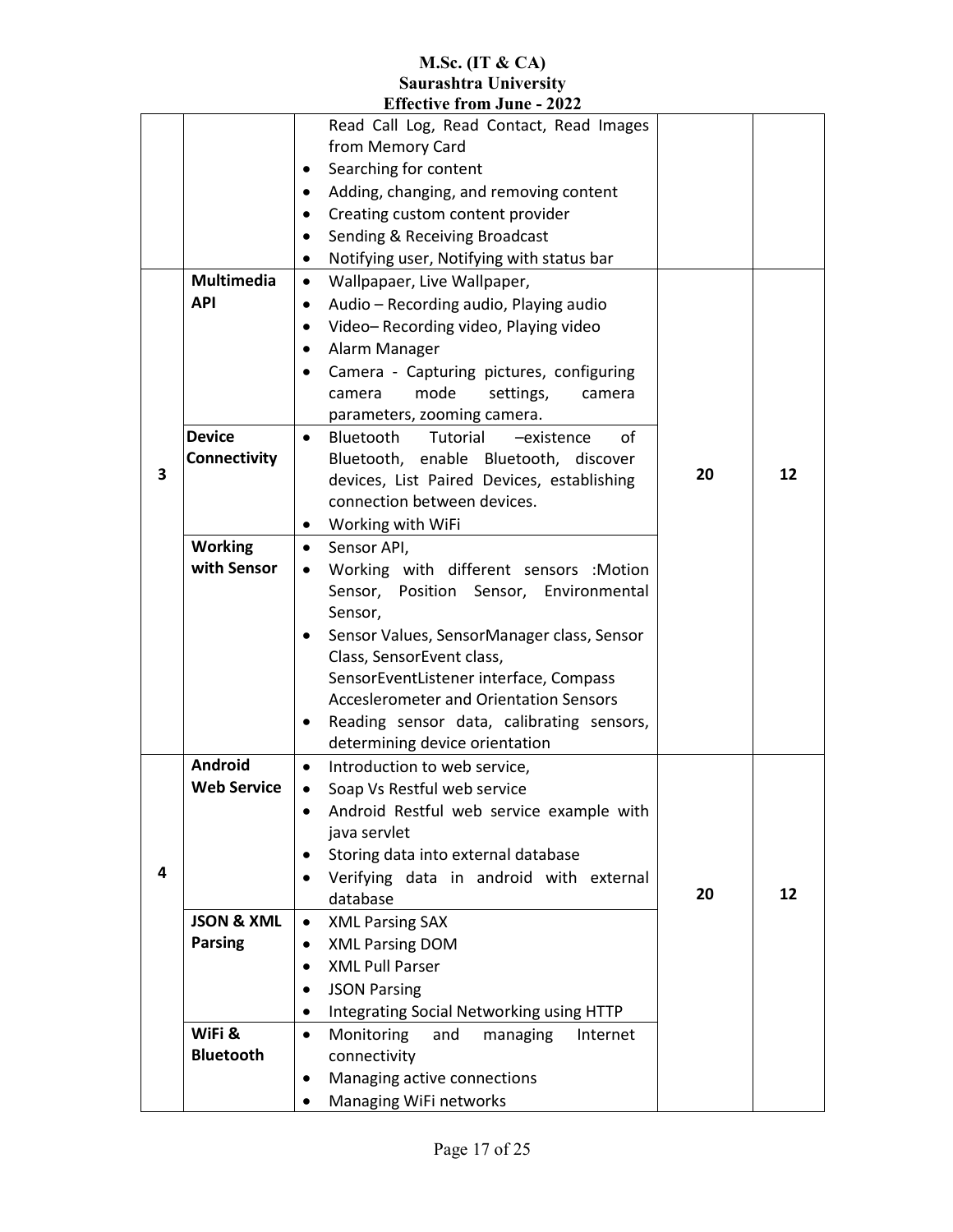**M.Sc. (IT & CA)**
**Saurashtra University**
**Effective from June - 2022**

| | | | | |
|---|---|---|---|---|
| | | Read Call Log, Read Contact, Read Images from Memory Card<br>• Searching for content<br>• Adding, changing, and removing content<br>• Creating custom content provider<br>• Sending & Receiving Broadcast<br>• Notifying user, Notifying with status bar | | |
| 3 | **Multimedia API** | • Wallpapaer, Live Wallpaper,<br>• Audio – Recording audio, Playing audio<br>• Video– Recording video, Playing video<br>• Alarm Manager<br>• Camera - Capturing pictures, configuring camera mode settings, camera parameters, zooming camera. | 20 | 12 |
| | **Device Connectivity** | • Bluetooth Tutorial –existence of Bluetooth, enable Bluetooth, discover devices, List Paired Devices, establishing connection between devices.<br>• Working with WiFi | | |
| | **Working with Sensor** | • Sensor API,<br>• Working with different sensors :Motion Sensor, Position Sensor, Environmental Sensor,<br>• Sensor Values, SensorManager class, Sensor Class, SensorEvent class, SensorEventListener interface, Compass Acceslerometer and Orientation Sensors<br>• Reading sensor data, calibrating sensors, determining device orientation | | |
| 4 | **Android Web Service** | • Introduction to web service,<br>• Soap Vs Restful web service<br>• Android Restful web service example with java servlet<br>• Storing data into external database<br>• Verifying data in android with external database | 20 | 12 |
| | **JSON & XML Parsing** | • XML Parsing SAX<br>• XML Parsing DOM<br>• XML Pull Parser<br>• JSON Parsing<br>• Integrating Social Networking using HTTP | | |
| | **WiFi & Bluetooth** | • Monitoring and managing Internet connectivity<br>• Managing active connections<br>• Managing WiFi networks | | |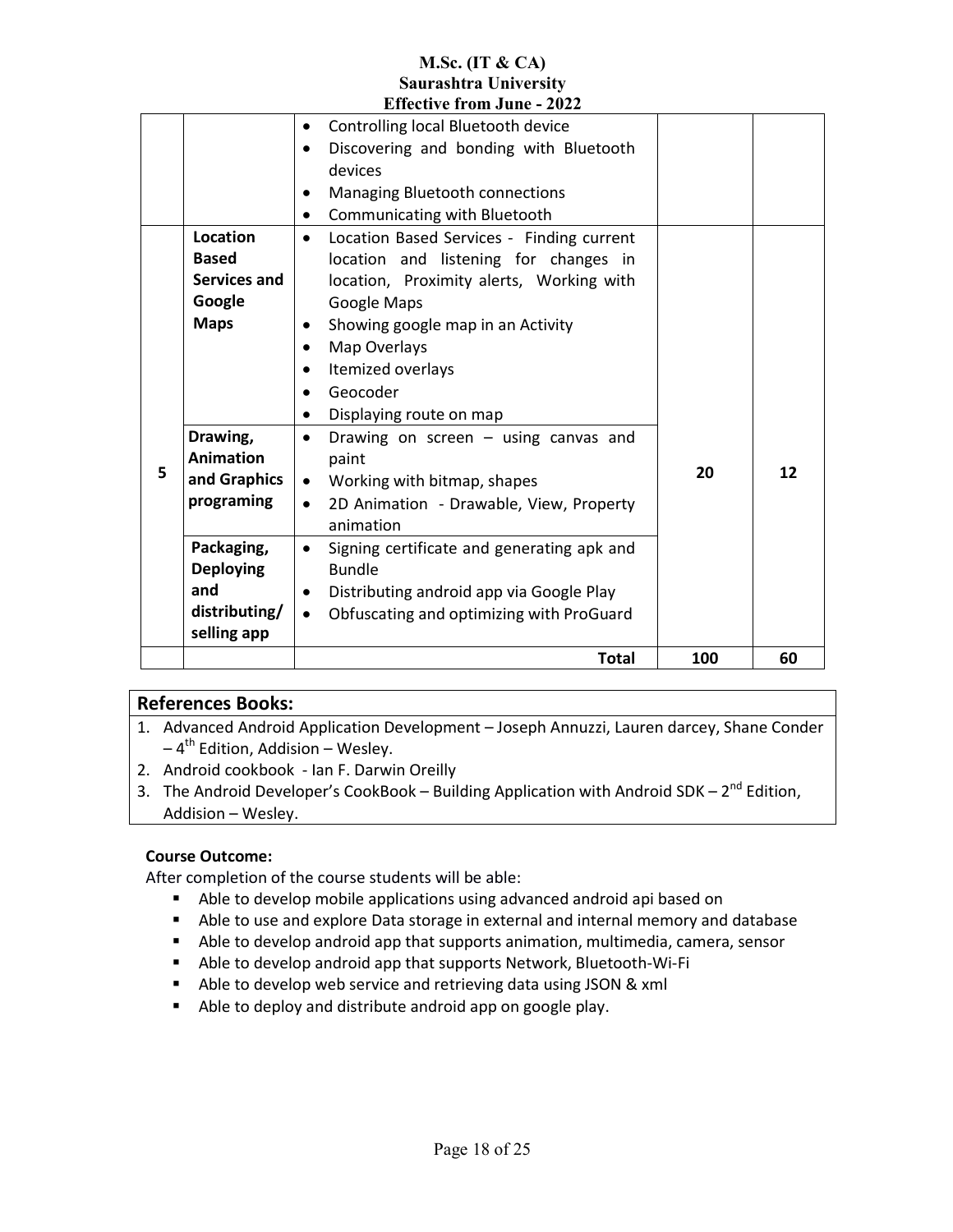| | | | | |
|---|---|---|---|---|
| | | • Controlling local Bluetooth device<br>• Discovering and bonding with Bluetooth devices<br>• Managing Bluetooth connections<br>• Communicating with Bluetooth | | |
| 5 | **Location Based Services and Google Maps** | • Location Based Services - Finding current location and listening for changes in location, Proximity alerts, Working with Google Maps<br>• Showing google map in an Activity<br>• Map Overlays<br>• Itemized overlays<br>• Geocoder<br>• Displaying route on map | **20** | **12** |
| | **Drawing, Animation and Graphics programing** | • Drawing on screen – using canvas and paint<br>• Working with bitmap, shapes<br>• 2D Animation - Drawable, View, Property animation | | |
| | **Packaging, Deploying and distributing/ selling app** | • Signing certificate and generating apk and Bundle<br>• Distributing android app via Google Play<br>• Obfuscating and optimizing with ProGuard | | |
| | | **Total** | **100** | **60** |

## References Books:

1. Advanced Android Application Development – Joseph Annuzzi, Lauren darcey, Shane Conder – 4th Edition, Addision – Wesley.
2. Android cookbook - Ian F. Darwin Oreilly
3. The Android Developer's CookBook – Building Application with Android SDK – 2nd Edition, Addision – Wesley.

**Course Outcome:**

After completion of the course students will be able:

- Able to develop mobile applications using advanced android api based on
- Able to use and explore Data storage in external and internal memory and database
- Able to develop android app that supports animation, multimedia, camera, sensor
- Able to develop android app that supports Network, Bluetooth-Wi-Fi
- Able to develop web service and retrieving data using JSON & xml
- Able to deploy and distribute android app on google play.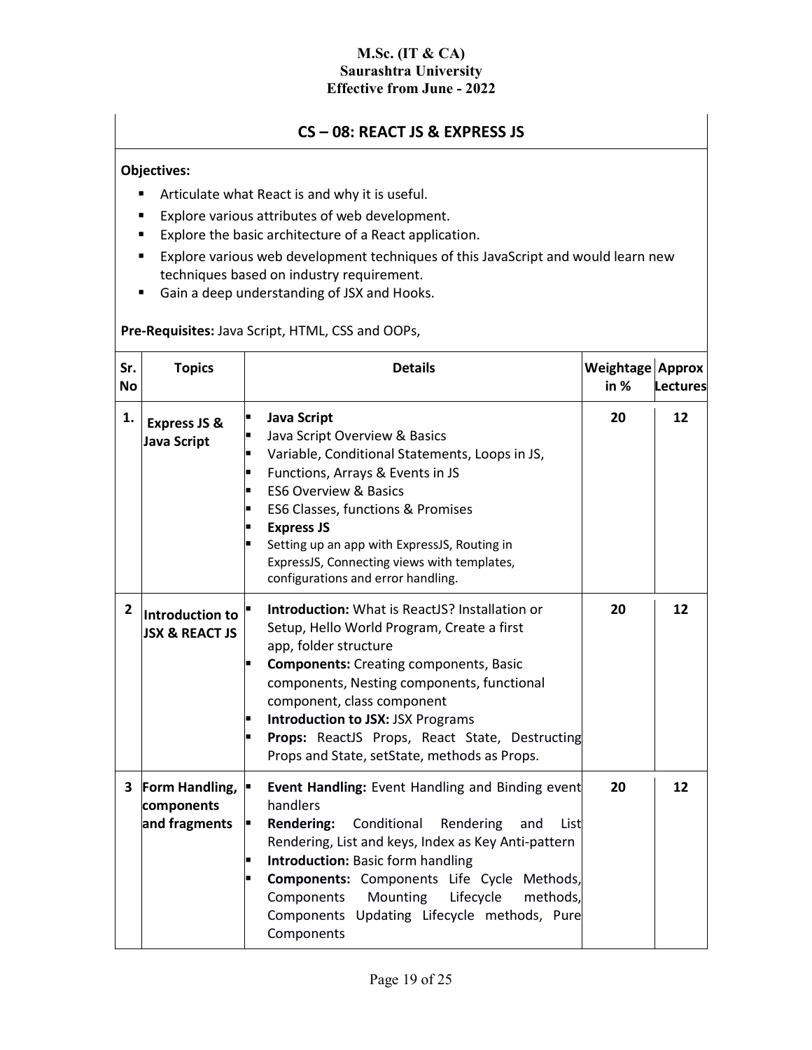**M.Sc. (IT & CA)**
**Saurashtra University**
**Effective from June - 2022**

## CS – 08: REACT JS & EXPRESS JS

**Objectives:**

- Articulate what React is and why it is useful.
- Explore various attributes of web development.
- Explore the basic architecture of a React application.
- Explore various web development techniques of this JavaScript and would learn new techniques based on industry requirement.
- Gain a deep understanding of JSX and Hooks.

**Pre-Requisites:** Java Script, HTML, CSS and OOPs,

| Sr. No | Topics | Details | Weightage in % | Approx Lectures |
|---|---|---|---|---|
| 1. | **Express JS & Java Script** | ▪ **Java Script**<br>▪ Java Script Overview & Basics<br>▪ Variable, Conditional Statements, Loops in JS,<br>▪ Functions, Arrays & Events in JS<br>▪ ES6 Overview & Basics<br>▪ ES6 Classes, functions & Promises<br>▪ **Express JS**<br>▪ Setting up an app with ExpressJS, Routing in ExpressJS, Connecting views with templates, configurations and error handling. | 20 | 12 |
| 2 | **Introduction to JSX & REACT JS** | ▪ **Introduction:** What is ReactJS? Installation or Setup, Hello World Program, Create a first app, folder structure<br>▪ **Components:** Creating components, Basic components, Nesting components, functional component, class component<br>▪ **Introduction to JSX:** JSX Programs<br>▪ **Props:** ReactJS Props, React State, Destructing Props and State, setState, methods as Props. | 20 | 12 |
| 3 | **Form Handling, components and fragments** | ▪ **Event Handling:** Event Handling and Binding event handlers<br>▪ **Rendering:** Conditional Rendering and List Rendering, List and keys, Index as Key Anti-pattern<br>▪ **Introduction:** Basic form handling<br>▪ **Components:** Components Life Cycle Methods, Components Mounting Lifecycle methods, Components Updating Lifecycle methods, Pure Components | 20 | 12 |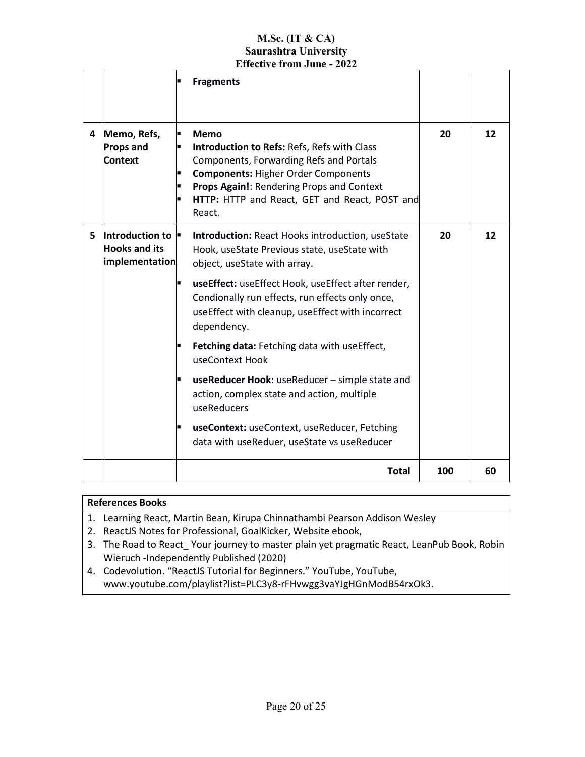| | | | | |
|---|---|---|---|---|
| | | ▪ **Fragments** | | |
| 4 | **Memo, Refs, Props and Context** | ▪ **Memo**<br>▪ **Introduction to Refs:** Refs, Refs with Class Components, Forwarding Refs and Portals<br>▪ **Components:** Higher Order Components<br>▪ **Props Again!**: Rendering Props and Context<br>▪ **HTTP:** HTTP and React, GET and React, POST and React. | 20 | 12 |
| 5 | **Introduction to Hooks and its implementation** | ▪ **Introduction:** React Hooks introduction, useState Hook, useState Previous state, useState with object, useState with array.<br>▪ **useEffect:** useEffect Hook, useEffect after render, Condionally run effects, run effects only once, useEffect with cleanup, useEffect with incorrect dependency.<br>▪ **Fetching data:** Fetching data with useEffect, useContext Hook<br>▪ **useReducer Hook:** useReducer – simple state and action, complex state and action, multiple useReducers<br>▪ **useContext:** useContext, useReducer, Fetching data with useReduer, useState vs useReducer | 20 | 12 |
| | | **Total** | **100** | **60** |

| **References Books** |
|---|
| 1. Learning React, Martin Bean, Kirupa Chinnathambi Pearson Addison Wesley<br>2. ReactJS Notes for Professional, GoalKicker, Website ebook,<br>3. The Road to React_ Your journey to master plain yet pragmatic React, LeanPub Book, Robin Wieruch -Independently Published (2020)<br>4. Codevolution. "ReactJS Tutorial for Beginners." YouTube, YouTube, www.youtube.com/playlist?list=PLC3y8-rFHvwgg3vaYJgHGnModB54rxOk3. |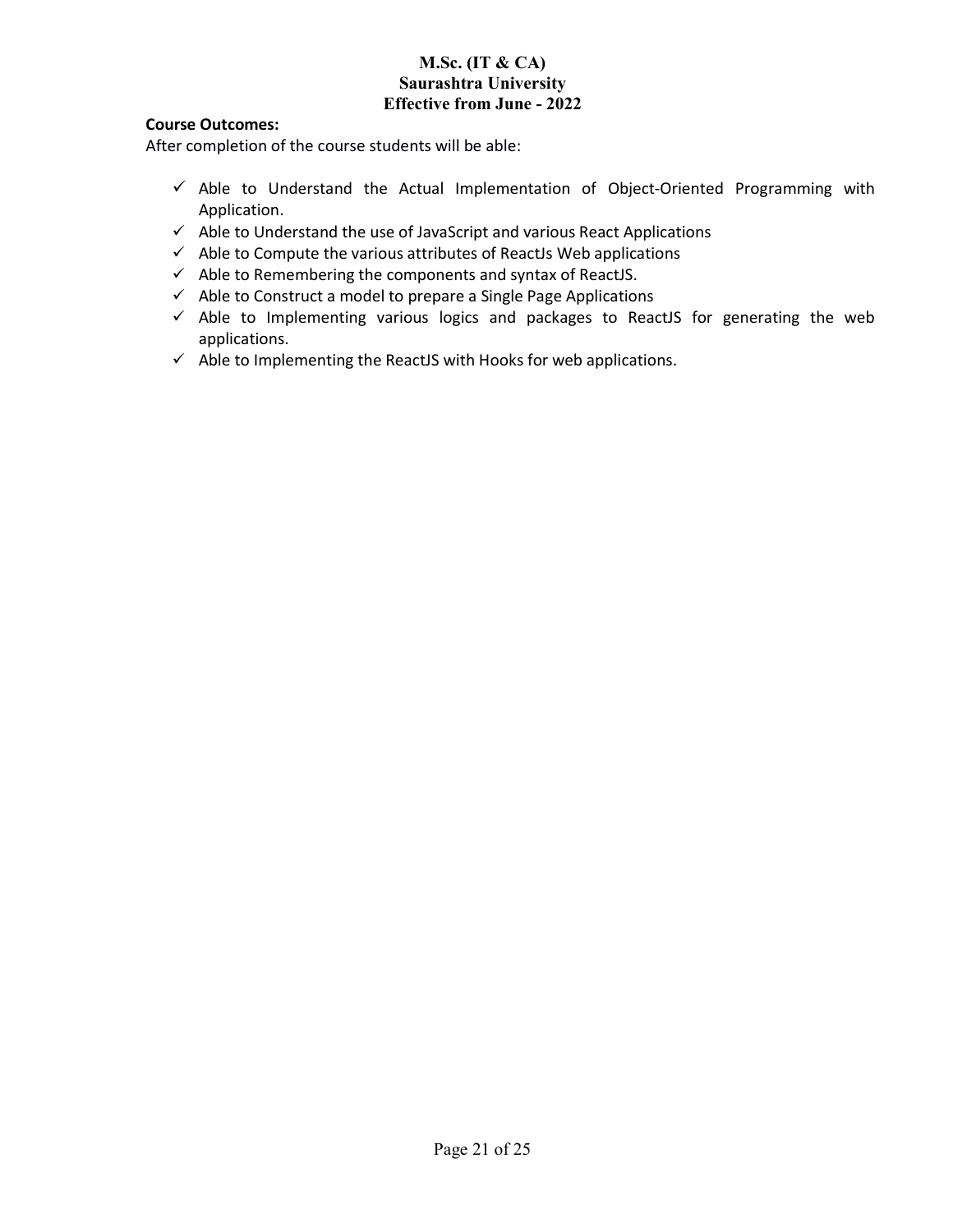**Course Outcomes:**

After completion of the course students will be able:

- ✓ Able to Understand the Actual Implementation of Object-Oriented Programming with Application.
- ✓ Able to Understand the use of JavaScript and various React Applications
- ✓ Able to Compute the various attributes of ReactJs Web applications
- ✓ Able to Remembering the components and syntax of ReactJS.
- ✓ Able to Construct a model to prepare a Single Page Applications
- ✓ Able to Implementing various logics and packages to ReactJS for generating the web applications.
- ✓ Able to Implementing the ReactJS with Hooks for web applications.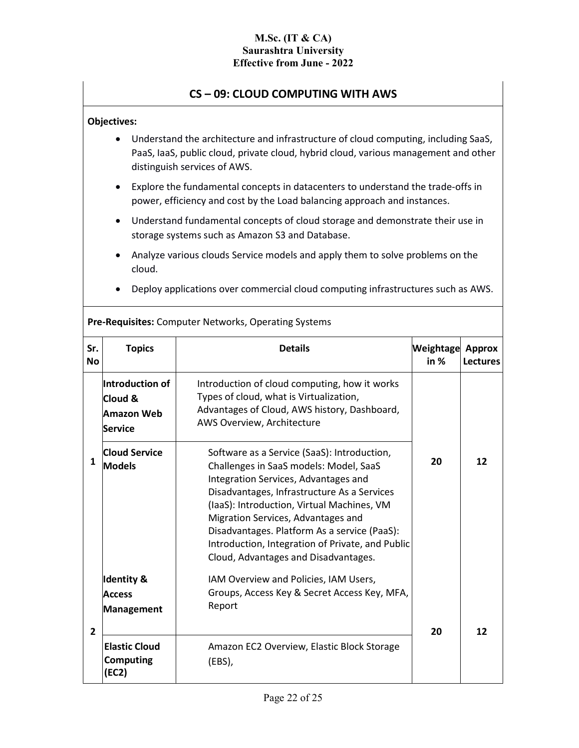# CS – 09: CLOUD COMPUTING WITH AWS

**Objectives:**

- Understand the architecture and infrastructure of cloud computing, including SaaS, PaaS, IaaS, public cloud, private cloud, hybrid cloud, various management and other distinguish services of AWS.
- Explore the fundamental concepts in datacenters to understand the trade-offs in power, efficiency and cost by the Load balancing approach and instances.
- Understand fundamental concepts of cloud storage and demonstrate their use in storage systems such as Amazon S3 and Database.
- Analyze various clouds Service models and apply them to solve problems on the cloud.
- Deploy applications over commercial cloud computing infrastructures such as AWS.

**Pre-Requisites:** Computer Networks, Operating Systems

| Sr. No | Topics | Details | Weightage in % | Approx Lectures |
|---|---|---|---|---|
| 1 | **Introduction of Cloud & Amazon Web Service** | Introduction of cloud computing, how it works Types of cloud, what is Virtualization, Advantages of Cloud, AWS history, Dashboard, AWS Overview, Architecture | 20 | 12 |
| | **Cloud Service Models** | Software as a Service (SaaS): Introduction, Challenges in SaaS models: Model, SaaS Integration Services, Advantages and Disadvantages, Infrastructure As a Services (IaaS): Introduction, Virtual Machines, VM Migration Services, Advantages and Disadvantages. Platform As a service (PaaS): Introduction, Integration of Private, and Public Cloud, Advantages and Disadvantages. | | |
| 2 | **Identity & Access Management** | IAM Overview and Policies, IAM Users, Groups, Access Key & Secret Access Key, MFA, Report | 20 | 12 |
| | **Elastic Cloud Computing (EC2)** | Amazon EC2 Overview, Elastic Block Storage (EBS), | | |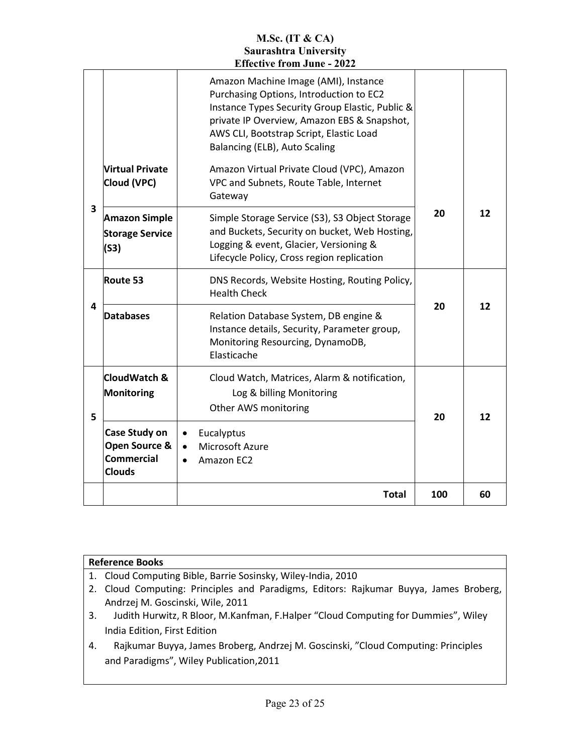| | | | | |
|---|---|---|---|---|
| 3 | | Amazon Machine Image (AMI), Instance Purchasing Options, Introduction to EC2 Instance Types Security Group Elastic, Public & private IP Overview, Amazon EBS & Snapshot, AWS CLI, Bootstrap Script, Elastic Load Balancing (ELB), Auto Scaling | 20 | 12 |
| | **Virtual Private Cloud (VPC)** | Amazon Virtual Private Cloud (VPC), Amazon VPC and Subnets, Route Table, Internet Gateway | | |
| | **Amazon Simple Storage Service (S3)** | Simple Storage Service (S3), S3 Object Storage and Buckets, Security on bucket, Web Hosting, Logging & event, Glacier, Versioning & Lifecycle Policy, Cross region replication | | |
| 4 | **Route 53** | DNS Records, Website Hosting, Routing Policy, Health Check | 20 | 12 |
| | **Databases** | Relation Database System, DB engine & Instance details, Security, Parameter group, Monitoring Resourcing, DynamoDB, Elasticache | | |
| 5 | **CloudWatch & Monitoring** | Cloud Watch, Matrices, Alarm & notification, Log & billing Monitoring<br>Other AWS monitoring | 20 | 12 |
| | **Case Study on Open Source & Commercial Clouds** | • Eucalyptus<br>• Microsoft Azure<br>• Amazon EC2 | | |
| | | **Total** | **100** | **60** |

**Reference Books**

1. Cloud Computing Bible, Barrie Sosinsky, Wiley-India, 2010
2. Cloud Computing: Principles and Paradigms, Editors: Rajkumar Buyya, James Broberg, Andrzej M. Goscinski, Wile, 2011
3. Judith Hurwitz, R Bloor, M.Kanfman, F.Halper "Cloud Computing for Dummies", Wiley India Edition, First Edition
4. Rajkumar Buyya, James Broberg, Andrzej M. Goscinski, "Cloud Computing: Principles and Paradigms", Wiley Publication,2011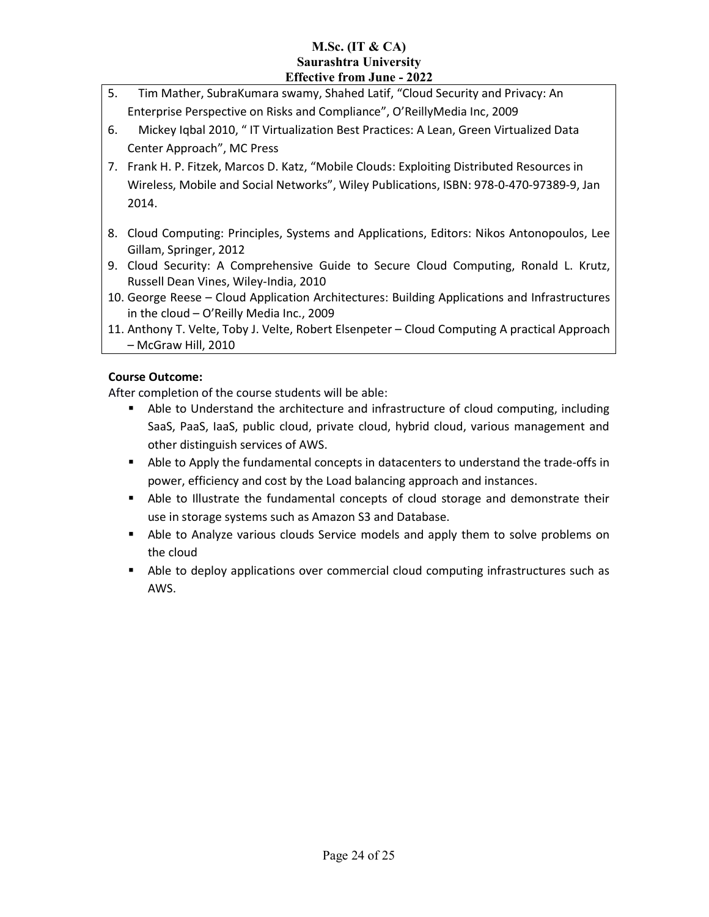5. Tim Mather, SubraKumara swamy, Shahed Latif, "Cloud Security and Privacy: An Enterprise Perspective on Risks and Compliance", O'ReillyMedia Inc, 2009
6. Mickey Iqbal 2010, " IT Virtualization Best Practices: A Lean, Green Virtualized Data Center Approach", MC Press
7. Frank H. P. Fitzek, Marcos D. Katz, "Mobile Clouds: Exploiting Distributed Resources in Wireless, Mobile and Social Networks", Wiley Publications, ISBN: 978-0-470-97389-9, Jan 2014.
8. Cloud Computing: Principles, Systems and Applications, Editors: Nikos Antonopoulos, Lee Gillam, Springer, 2012
9. Cloud Security: A Comprehensive Guide to Secure Cloud Computing, Ronald L. Krutz, Russell Dean Vines, Wiley-India, 2010
10. George Reese – Cloud Application Architectures: Building Applications and Infrastructures in the cloud – O'Reilly Media Inc., 2009
11. Anthony T. Velte, Toby J. Velte, Robert Elsenpeter – Cloud Computing A practical Approach – McGraw Hill, 2010

**Course Outcome:**

After completion of the course students will be able:

- Able to Understand the architecture and infrastructure of cloud computing, including SaaS, PaaS, IaaS, public cloud, private cloud, hybrid cloud, various management and other distinguish services of AWS.
- Able to Apply the fundamental concepts in datacenters to understand the trade-offs in power, efficiency and cost by the Load balancing approach and instances.
- Able to Illustrate the fundamental concepts of cloud storage and demonstrate their use in storage systems such as Amazon S3 and Database.
- Able to Analyze various clouds Service models and apply them to solve problems on the cloud
- Able to deploy applications over commercial cloud computing infrastructures such as AWS.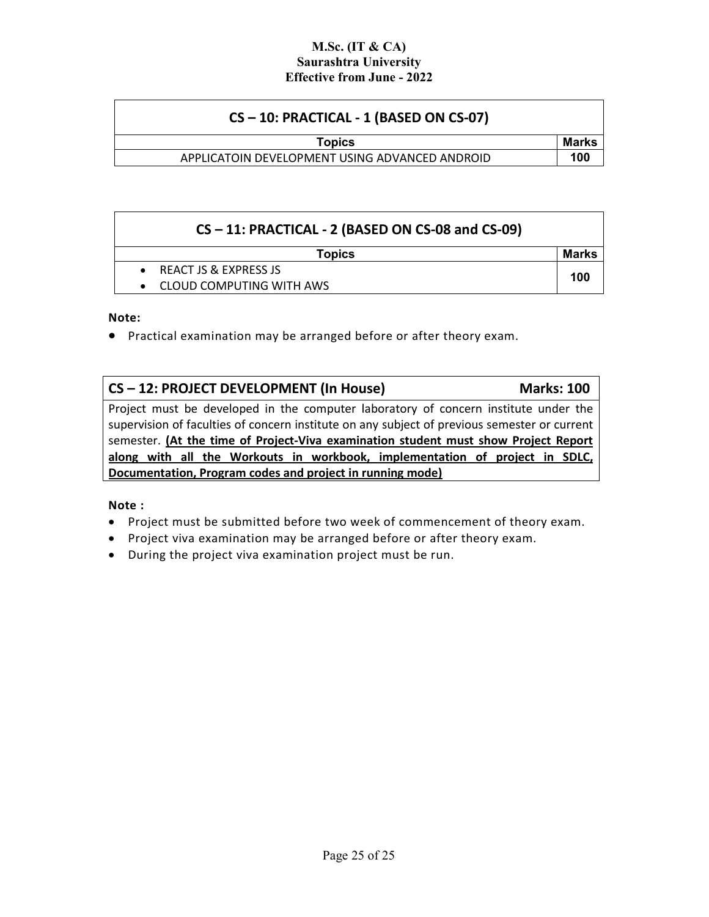## CS – 10: PRACTICAL - 1 (BASED ON CS-07)

| Topics | Marks |
|---|---|
| APPLICATOIN DEVELOPMENT USING ADVANCED ANDROID | 100 |

## CS – 11: PRACTICAL - 2 (BASED ON CS-08 and CS-09)

| Topics | Marks |
|---|---|
| • REACT JS & EXPRESS JS<br>• CLOUD COMPUTING WITH AWS | 100 |

**Note:**

- Practical examination may be arranged before or after theory exam.

## CS – 12: PROJECT DEVELOPMENT (In House) Marks: 100

Project must be developed in the computer laboratory of concern institute under the supervision of faculties of concern institute on any subject of previous semester or current semester. **(At the time of Project-Viva examination student must show Project Report along with all the Workouts in workbook, implementation of project in SDLC, Documentation, Program codes and project in running mode)**

**Note :**

- Project must be submitted before two week of commencement of theory exam.
- Project viva examination may be arranged before or after theory exam.
- During the project viva examination project must be run.